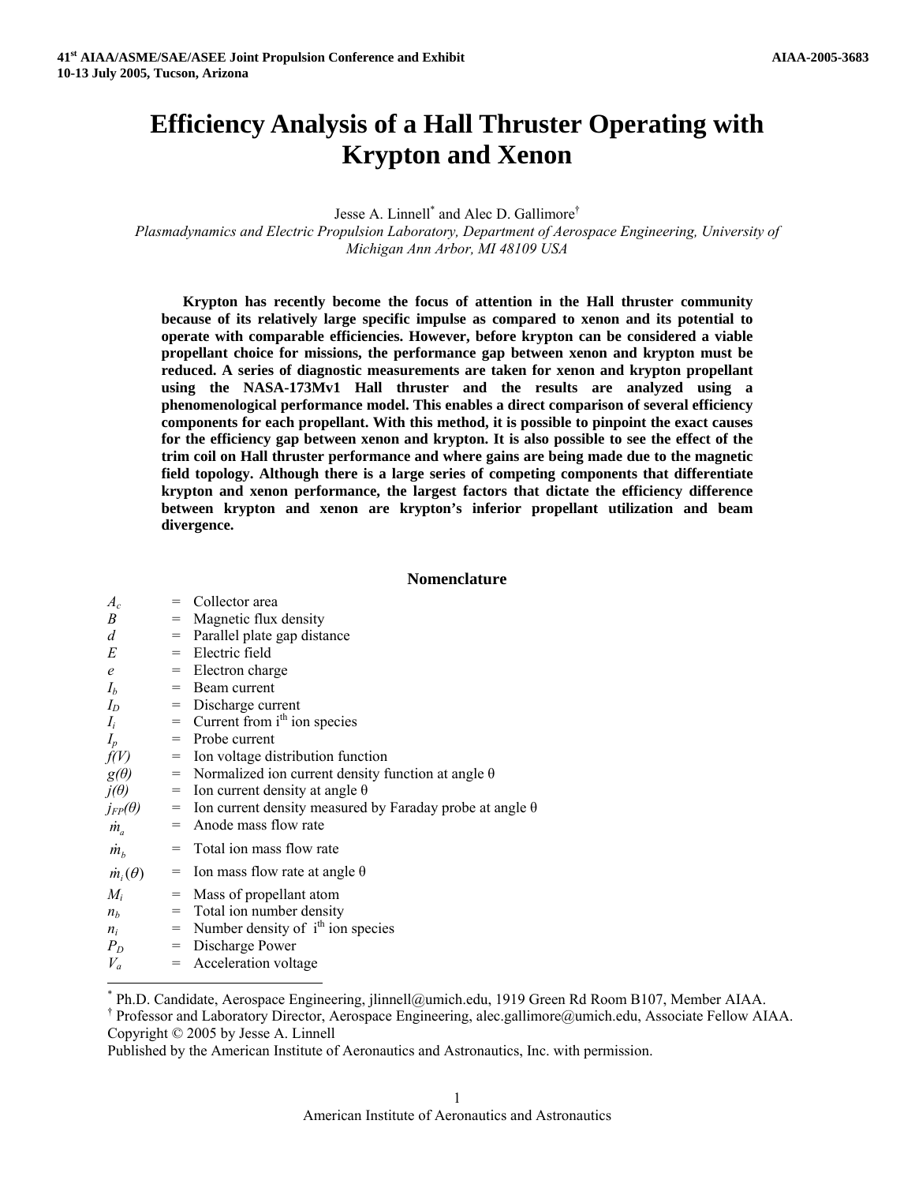# Efficiency Analysis of a Hall Thruster Operating with Krypton and Xenon

Jesse A. Linnell[*] and Alec D. Gallimore[†]

*Plasmadynamics and Electric Propulsion Laboratory, Department of Aerospace Engineering, University of Michigan Ann Arbor, MI 48109 USA*

**Krypton has recently become the focus of attention in the Hall thruster community because of its relatively large specific impulse as compared to xenon and its potential to operate with comparable efficiencies. However, before krypton can be considered a viable propellant choice for missions, the performance gap between xenon and krypton must be reduced. A series of diagnostic measurements are taken for xenon and krypton propellant using the NASA-173Mv1 Hall thruster and the results are analyzed using a phenomenological performance model. This enables a direct comparison of several efficiency components for each propellant. With this method, it is possible to pinpoint the exact causes for the efficiency gap between xenon and krypton. It is also possible to see the effect of the trim coil on Hall thruster performance and where gains are being made due to the magnetic field topology. Although there is a large series of competing components that differentiate krypton and xenon performance, the largest factors that dictate the efficiency difference between krypton and xenon are krypton's inferior propellant utilization and beam divergence.**

## Nomenclature

| | | |
|---|---|---|
| $A_c$ | = | Collector area |
| $B$ | = | Magnetic flux density |
| $d$ | = | Parallel plate gap distance |
| $E$ | = | Electric field |
| $e$ | = | Electron charge |
| $I_b$ | = | Beam current |
| $I_D$ | = | Discharge current |
| $I_i$ | = | Current from i[th] ion species |
| $I_p$ | = | Probe current |
| $f(V)$ | = | Ion voltage distribution function |
| $g(\theta)$ | = | Normalized ion current density function at angle θ |
| $j(\theta)$ | = | Ion current density at angle θ |
| $j_{FP}(\theta)$ | = | Ion current density measured by Faraday probe at angle θ |
| $\dot{m}_a$ | = | Anode mass flow rate |
| $\dot{m}_b$ | = | Total ion mass flow rate |
| $\dot{m}_i(\theta)$ | = | Ion mass flow rate at angle θ |
| $M_i$ | = | Mass of propellant atom |
| $n_b$ | = | Total ion number density |
| $n_i$ | = | Number density of i[th] ion species |
| $P_D$ | = | Discharge Power |
| $V_a$ | = | Acceleration voltage |

[*] Ph.D. Candidate, Aerospace Engineering, jlinnell@umich.edu, 1919 Green Rd Room B107, Member AIAA.
[†] Professor and Laboratory Director, Aerospace Engineering, alec.gallimore@umich.edu, Associate Fellow AIAA.
Copyright © 2005 by Jesse A. Linnell
Published by the American Institute of Aeronautics and Astronautics, Inc. with permission.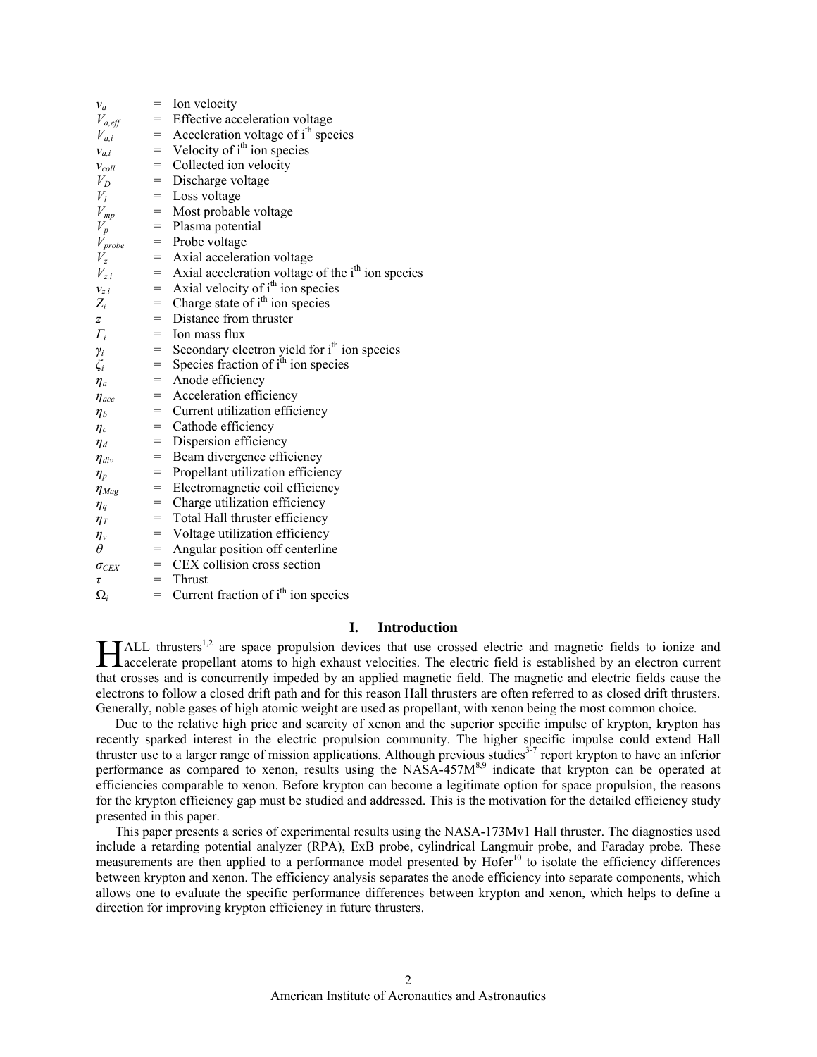$v_a$ = Ion velocity
$V_{a,eff}$ = Effective acceleration voltage
$V_{a,i}$ = Acceleration voltage of $i^{th}$ species
$v_{a,i}$ = Velocity of $i^{th}$ ion species
$v_{coll}$ = Collected ion velocity
$V_D$ = Discharge voltage
$V_l$ = Loss voltage
$V_{mp}$ = Most probable voltage
$V_p$ = Plasma potential
$V_{probe}$ = Probe voltage
$V_z$ = Axial acceleration voltage
$V_{z,i}$ = Axial acceleration voltage of the $i^{th}$ ion species
$v_{z,i}$ = Axial velocity of $i^{th}$ ion species
$Z_i$ = Charge state of $i^{th}$ ion species
$z$ = Distance from thruster
$\Gamma_i$ = Ion mass flux
$\gamma_i$ = Secondary electron yield for $i^{th}$ ion species
$\zeta_i$ = Species fraction of $i^{th}$ ion species
$\eta_a$ = Anode efficiency
$\eta_{acc}$ = Acceleration efficiency
$\eta_b$ = Current utilization efficiency
$\eta_c$ = Cathode efficiency
$\eta_d$ = Dispersion efficiency
$\eta_{div}$ = Beam divergence efficiency
$\eta_p$ = Propellant utilization efficiency
$\eta_{Mag}$ = Electromagnetic coil efficiency
$\eta_q$ = Charge utilization efficiency
$\eta_T$ = Total Hall thruster efficiency
$\eta_v$ = Voltage utilization efficiency
$\theta$ = Angular position off centerline
$\sigma_{CEX}$ = CEX collision cross section
$\tau$ = Thrust
$\Omega_i$ = Current fraction of $i^{th}$ ion species

## I. Introduction

HALL thrusters[1,2] are space propulsion devices that use crossed electric and magnetic fields to ionize and accelerate propellant atoms to high exhaust velocities. The electric field is established by an electron current that crosses and is concurrently impeded by an applied magnetic field. The magnetic and electric fields cause the electrons to follow a closed drift path and for this reason Hall thrusters are often referred to as closed drift thrusters. Generally, noble gases of high atomic weight are used as propellant, with xenon being the most common choice.

Due to the relative high price and scarcity of xenon and the superior specific impulse of krypton, krypton has recently sparked interest in the electric propulsion community. The higher specific impulse could extend Hall thruster use to a larger range of mission applications. Although previous studies[3-7] report krypton to have an inferior performance as compared to xenon, results using the NASA-457M[8,9] indicate that krypton can be operated at efficiencies comparable to xenon. Before krypton can become a legitimate option for space propulsion, the reasons for the krypton efficiency gap must be studied and addressed. This is the motivation for the detailed efficiency study presented in this paper.

This paper presents a series of experimental results using the NASA-173Mv1 Hall thruster. The diagnostics used include a retarding potential analyzer (RPA), ExB probe, cylindrical Langmuir probe, and Faraday probe. These measurements are then applied to a performance model presented by Hofer[10] to isolate the efficiency differences between krypton and xenon. The efficiency analysis separates the anode efficiency into separate components, which allows one to evaluate the specific performance differences between krypton and xenon, which helps to define a direction for improving krypton efficiency in future thrusters.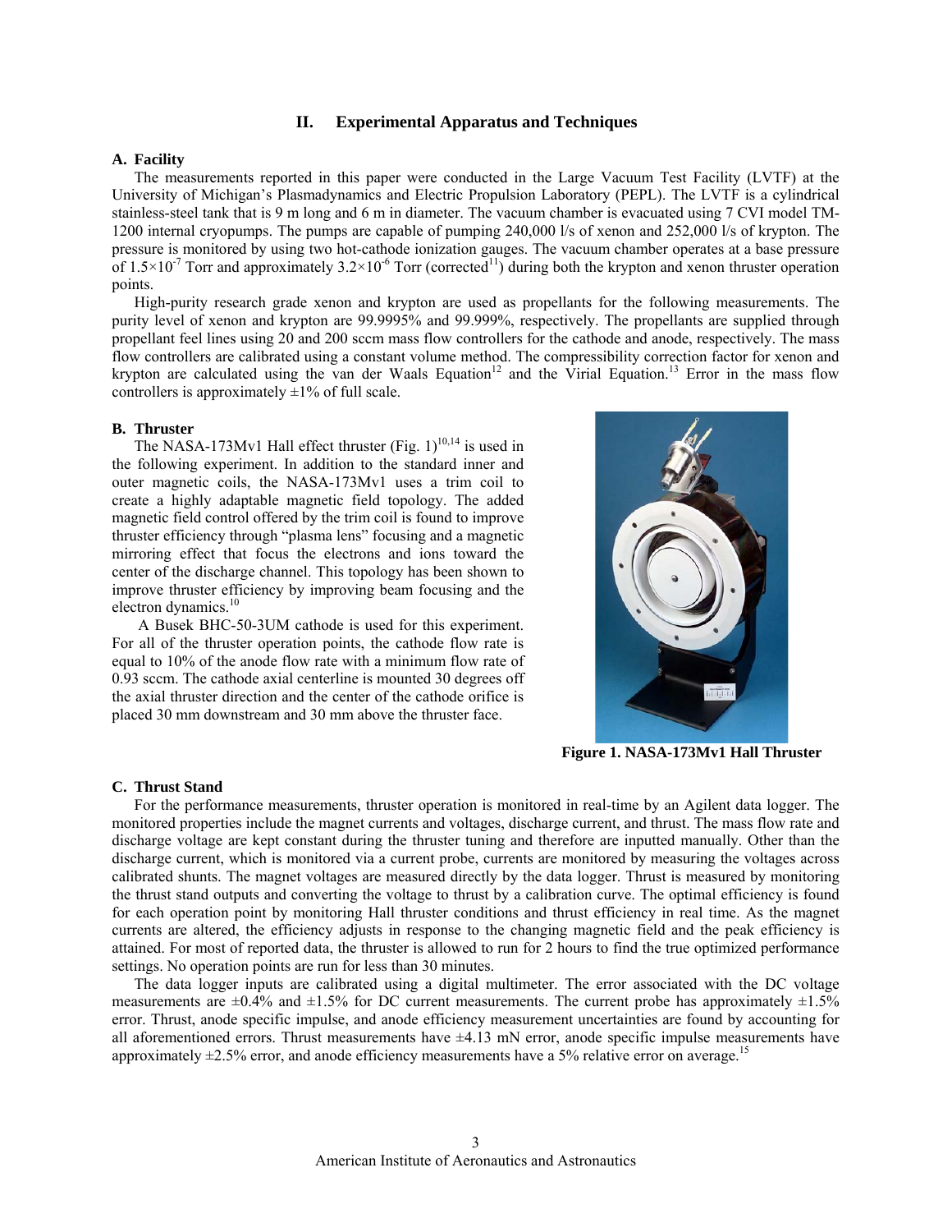## II. Experimental Apparatus and Techniques

### A. Facility

The measurements reported in this paper were conducted in the Large Vacuum Test Facility (LVTF) at the University of Michigan's Plasmadynamics and Electric Propulsion Laboratory (PEPL). The LVTF is a cylindrical stainless-steel tank that is 9 m long and 6 m in diameter. The vacuum chamber is evacuated using 7 CVI model TM-1200 internal cryopumps. The pumps are capable of pumping 240,000 l/s of xenon and 252,000 l/s of krypton. The pressure is monitored by using two hot-cathode ionization gauges. The vacuum chamber operates at a base pressure of $1.5\times10^{-7}$ Torr and approximately $3.2\times10^{-6}$ Torr (corrected[11]) during both the krypton and xenon thruster operation points.

High-purity research grade xenon and krypton are used as propellants for the following measurements. The purity level of xenon and krypton are 99.9995% and 99.999%, respectively. The propellants are supplied through propellant feel lines using 20 and 200 sccm mass flow controllers for the cathode and anode, respectively. The mass flow controllers are calibrated using a constant volume method. The compressibility correction factor for xenon and krypton are calculated using the van der Waals Equation[12] and the Virial Equation.[13] Error in the mass flow controllers is approximately ±1% of full scale.

### B. Thruster

The NASA-173Mv1 Hall effect thruster (Fig. 1)[10,14] is used in the following experiment. In addition to the standard inner and outer magnetic coils, the NASA-173Mv1 uses a trim coil to create a highly adaptable magnetic field topology. The added magnetic field control offered by the trim coil is found to improve thruster efficiency through "plasma lens" focusing and a magnetic mirroring effect that focus the electrons and ions toward the center of the discharge channel. This topology has been shown to improve thruster efficiency by improving beam focusing and the electron dynamics.[10]

A Busek BHC-50-3UM cathode is used for this experiment. For all of the thruster operation points, the cathode flow rate is equal to 10% of the anode flow rate with a minimum flow rate of 0.93 sccm. The cathode axial centerline is mounted 30 degrees off the axial thruster direction and the center of the cathode orifice is placed 30 mm downstream and 30 mm above the thruster face.

**Figure 1. NASA-173Mv1 Hall Thruster**

### C. Thrust Stand

For the performance measurements, thruster operation is monitored in real-time by an Agilent data logger. The monitored properties include the magnet currents and voltages, discharge current, and thrust. The mass flow rate and discharge voltage are kept constant during the thruster tuning and therefore are inputted manually. Other than the discharge current, which is monitored via a current probe, currents are monitored by measuring the voltages across calibrated shunts. The magnet voltages are measured directly by the data logger. Thrust is measured by monitoring the thrust stand outputs and converting the voltage to thrust by a calibration curve. The optimal efficiency is found for each operation point by monitoring Hall thruster conditions and thrust efficiency in real time. As the magnet currents are altered, the efficiency adjusts in response to the changing magnetic field and the peak efficiency is attained. For most of reported data, the thruster is allowed to run for 2 hours to find the true optimized performance settings. No operation points are run for less than 30 minutes.

The data logger inputs are calibrated using a digital multimeter. The error associated with the DC voltage measurements are ±0.4% and ±1.5% for DC current measurements. The current probe has approximately ±1.5% error. Thrust, anode specific impulse, and anode efficiency measurement uncertainties are found by accounting for all aforementioned errors. Thrust measurements have ±4.13 mN error, anode specific impulse measurements have approximately ±2.5% error, and anode efficiency measurements have a 5% relative error on average.[15]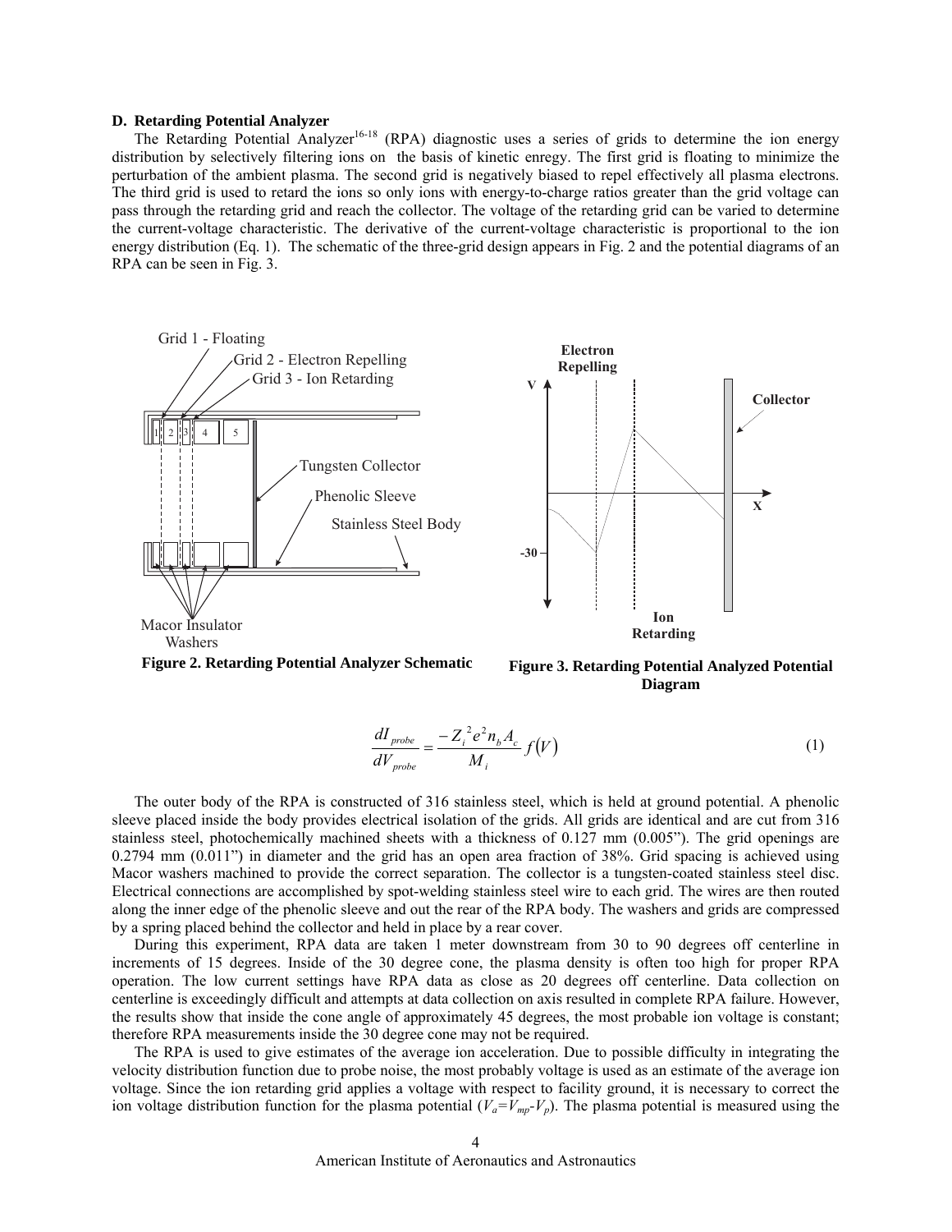### D. Retarding Potential Analyzer

The Retarding Potential Analyzer[16-18] (RPA) diagnostic uses a series of grids to determine the ion energy distribution by selectively filtering ions on the basis of kinetic enregy. The first grid is floating to minimize the perturbation of the ambient plasma. The second grid is negatively biased to repel effectively all plasma electrons. The third grid is used to retard the ions so only ions with energy-to-charge ratios greater than the grid voltage can pass through the retarding grid and reach the collector. The voltage of the retarding grid can be varied to determine the current-voltage characteristic. The derivative of the current-voltage characteristic is proportional to the ion energy distribution (Eq. 1). The schematic of the three-grid design appears in Fig. 2 and the potential diagrams of an RPA can be seen in Fig. 3.

**Figure 2. Retarding Potential Analyzer Schematic**

**Figure 3. Retarding Potential Analyzed Potential Diagram**

$$\frac{dI_{probe}}{dV_{probe}} = \frac{-Z_i^{\,2} e^2 n_b A_c}{M_i} f(V) \tag{1}$$

The outer body of the RPA is constructed of 316 stainless steel, which is held at ground potential. A phenolic sleeve placed inside the body provides electrical isolation of the grids. All grids are identical and are cut from 316 stainless steel, photochemically machined sheets with a thickness of 0.127 mm (0.005"). The grid openings are 0.2794 mm (0.011") in diameter and the grid has an open area fraction of 38%. Grid spacing is achieved using Macor washers machined to provide the correct separation. The collector is a tungsten-coated stainless steel disc. Electrical connections are accomplished by spot-welding stainless steel wire to each grid. The wires are then routed along the inner edge of the phenolic sleeve and out the rear of the RPA body. The washers and grids are compressed by a spring placed behind the collector and held in place by a rear cover.

During this experiment, RPA data are taken 1 meter downstream from 30 to 90 degrees off centerline in increments of 15 degrees. Inside of the 30 degree cone, the plasma density is often too high for proper RPA operation. The low current settings have RPA data as close as 20 degrees off centerline. Data collection on centerline is exceedingly difficult and attempts at data collection on axis resulted in complete RPA failure. However, the results show that inside the cone angle of approximately 45 degrees, the most probable ion voltage is constant; therefore RPA measurements inside the 30 degree cone may not be required.

The RPA is used to give estimates of the average ion acceleration. Due to possible difficulty in integrating the velocity distribution function due to probe noise, the most probably voltage is used as an estimate of the average ion voltage. Since the ion retarding grid applies a voltage with respect to facility ground, it is necessary to correct the ion voltage distribution function for the plasma potential ($V_a$=$V_{mp}$-$V_p$). The plasma potential is measured using the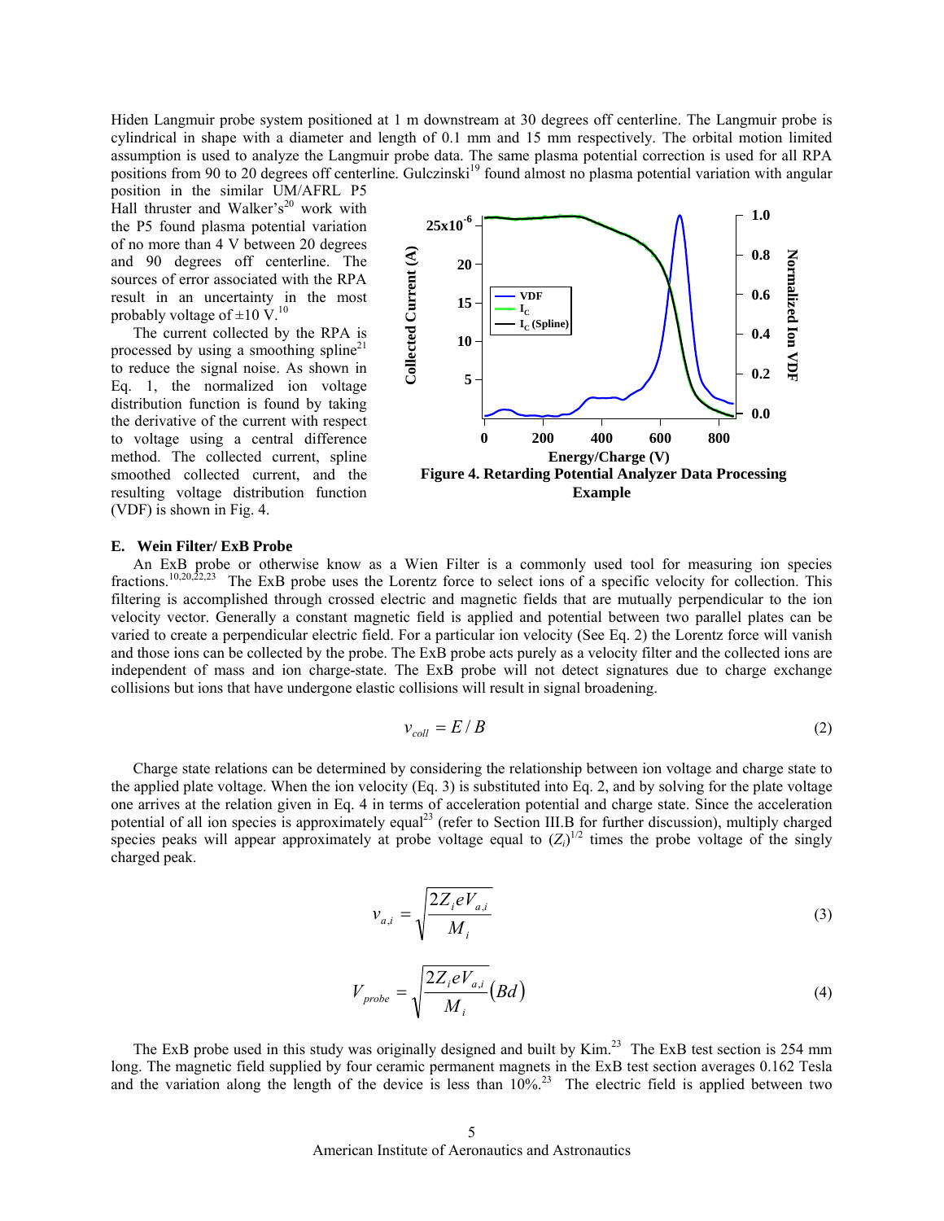Hiden Langmuir probe system positioned at 1 m downstream at 30 degrees off centerline. The Langmuir probe is cylindrical in shape with a diameter and length of 0.1 mm and 15 mm respectively. The orbital motion limited assumption is used to analyze the Langmuir probe data. The same plasma potential correction is used for all RPA positions from 90 to 20 degrees off centerline. Gulczinski[19] found almost no plasma potential variation with angular position in the similar UM/AFRL P5 Hall thruster and Walker's[20] work with the P5 found plasma potential variation of no more than 4 V between 20 degrees and 90 degrees off centerline. The sources of error associated with the RPA result in an uncertainty in the most probably voltage of ±10 V.[10]

The current collected by the RPA is processed by using a smoothing spline[21] to reduce the signal noise. As shown in Eq. 1, the normalized ion voltage distribution function is found by taking the derivative of the current with respect to voltage using a central difference method. The collected current, spline smoothed collected current, and the resulting voltage distribution function (VDF) is shown in Fig. 4.

**Figure 4. Retarding Potential Analyzer Data Processing Example**

### E. Wein Filter/ ExB Probe

An ExB probe or otherwise know as a Wien Filter is a commonly used tool for measuring ion species fractions.[10,20,22,23] The ExB probe uses the Lorentz force to select ions of a specific velocity for collection. This filtering is accomplished through crossed electric and magnetic fields that are mutually perpendicular to the ion velocity vector. Generally a constant magnetic field is applied and potential between two parallel plates can be varied to create a perpendicular electric field. For a particular ion velocity (See Eq. 2) the Lorentz force will vanish and those ions can be collected by the probe. The ExB probe acts purely as a velocity filter and the collected ions are independent of mass and ion charge-state. The ExB probe will not detect signatures due to charge exchange collisions but ions that have undergone elastic collisions will result in signal broadening.

$$v_{coll} = E / B \tag{2}$$

Charge state relations can be determined by considering the relationship between ion voltage and charge state to the applied plate voltage. When the ion velocity (Eq. 3) is substituted into Eq. 2, and by solving for the plate voltage one arrives at the relation given in Eq. 4 in terms of acceleration potential and charge state. Since the acceleration potential of all ion species is approximately equal[23] (refer to Section III.B for further discussion), multiply charged species peaks will appear approximately at probe voltage equal to $(Z_i)^{1/2}$ times the probe voltage of the singly charged peak.

$$v_{a,i} = \sqrt{\frac{2 Z_i e V_{a,i}}{M_i}} \tag{3}$$

$$V_{probe} = \sqrt{\frac{2 Z_i e V_{a,i}}{M_i}} \left( B d \right) \tag{4}$$

The ExB probe used in this study was originally designed and built by Kim.[23] The ExB test section is 254 mm long. The magnetic field supplied by four ceramic permanent magnets in the ExB test section averages 0.162 Tesla and the variation along the length of the device is less than 10%.[23] The electric field is applied between two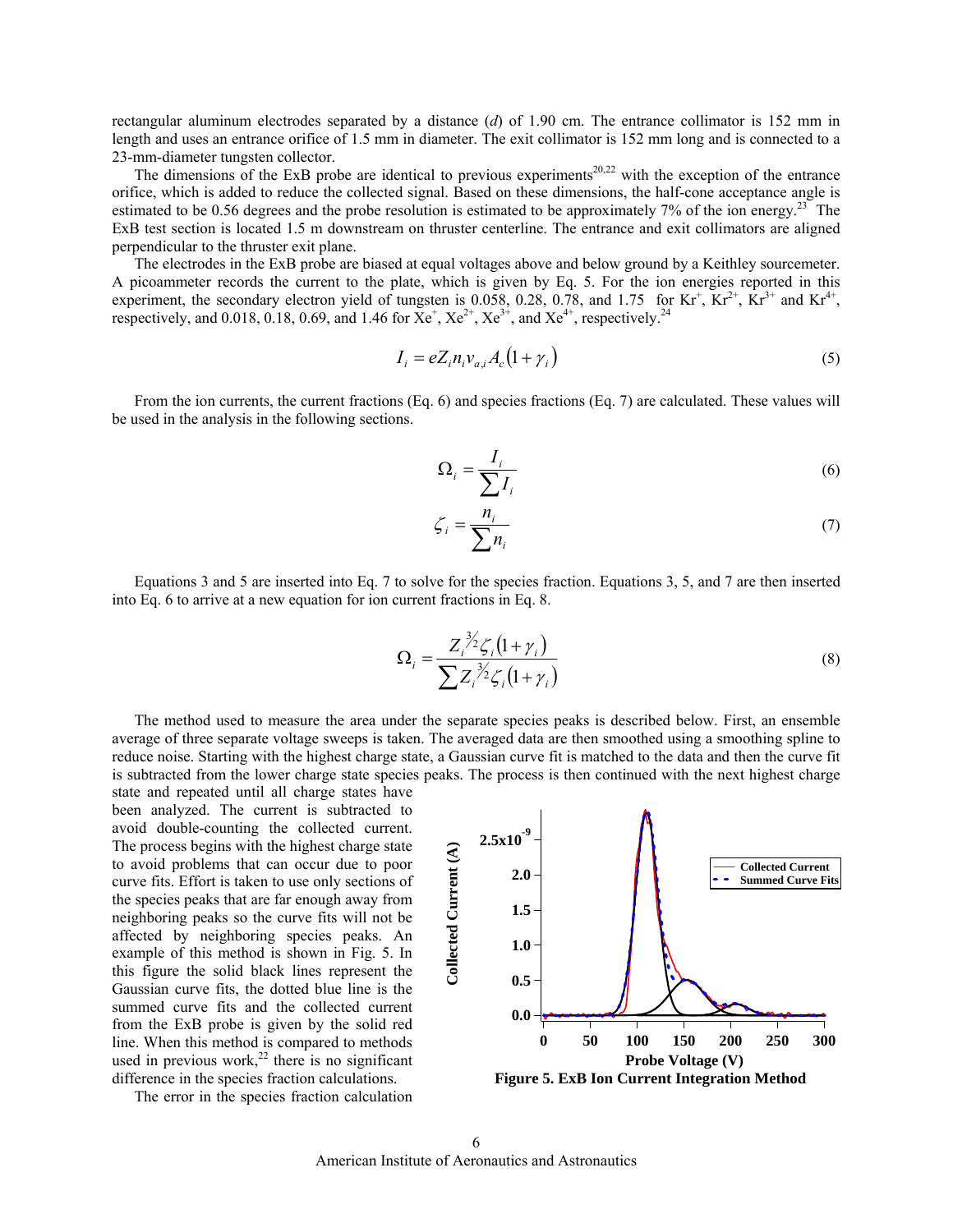rectangular aluminum electrodes separated by a distance ($d$) of 1.90 cm. The entrance collimator is 152 mm in length and uses an entrance orifice of 1.5 mm in diameter. The exit collimator is 152 mm long and is connected to a 23-mm-diameter tungsten collector.

The dimensions of the ExB probe are identical to previous experiments[20,22] with the exception of the entrance orifice, which is added to reduce the collected signal. Based on these dimensions, the half-cone acceptance angle is estimated to be 0.56 degrees and the probe resolution is estimated to be approximately 7% of the ion energy.[23] The ExB test section is located 1.5 m downstream on thruster centerline. The entrance and exit collimators are aligned perpendicular to the thruster exit plane.

The electrodes in the ExB probe are biased at equal voltages above and below ground by a Keithley sourcemeter. A picoammeter records the current to the plate, which is given by Eq. 5. For the ion energies reported in this experiment, the secondary electron yield of tungsten is 0.058, 0.28, 0.78, and 1.75 for $Kr^{+}$, $Kr^{2+}$, $Kr^{3+}$ and $Kr^{4+}$, respectively, and 0.018, 0.18, 0.69, and 1.46 for $Xe^{+}$, $Xe^{2+}$, $Xe^{3+}$, and $Xe^{4+}$, respectively.[24]

$$I_i = eZ_i n_i v_{a,i} A_c (1 + \gamma_i) \tag{5}$$

From the ion currents, the current fractions (Eq. 6) and species fractions (Eq. 7) are calculated. These values will be used in the analysis in the following sections.

$$\Omega_i = \frac{I_i}{\sum I_i} \tag{6}$$

$$\zeta_i = \frac{n_i}{\sum n_i} \tag{7}$$

Equations 3 and 5 are inserted into Eq. 7 to solve for the species fraction. Equations 3, 5, and 7 are then inserted into Eq. 6 to arrive at a new equation for ion current fractions in Eq. 8.

$$\Omega_i = \frac{Z_i^{3/2} \zeta_i (1 + \gamma_i)}{\sum Z_i^{3/2} \zeta_i (1 + \gamma_i)} \tag{8}$$

The method used to measure the area under the separate species peaks is described below. First, an ensemble average of three separate voltage sweeps is taken. The averaged data are then smoothed using a smoothing spline to reduce noise. Starting with the highest charge state, a Gaussian curve fit is matched to the data and then the curve fit is subtracted from the lower charge state species peaks. The process is then continued with the next highest charge state and repeated until all charge states have been analyzed. The current is subtracted to avoid double-counting the collected current. The process begins with the highest charge state to avoid problems that can occur due to poor curve fits. Effort is taken to use only sections of the species peaks that are far enough away from neighboring peaks so the curve fits will not be affected by neighboring species peaks. An example of this method is shown in Fig. 5. In this figure the solid black lines represent the Gaussian curve fits, the dotted blue line is the summed curve fits and the collected current from the ExB probe is given by the solid red line. When this method is compared to methods used in previous work,[22] there is no significant difference in the species fraction calculations.

**Figure 5. ExB Ion Current Integration Method**

The error in the species fraction calculation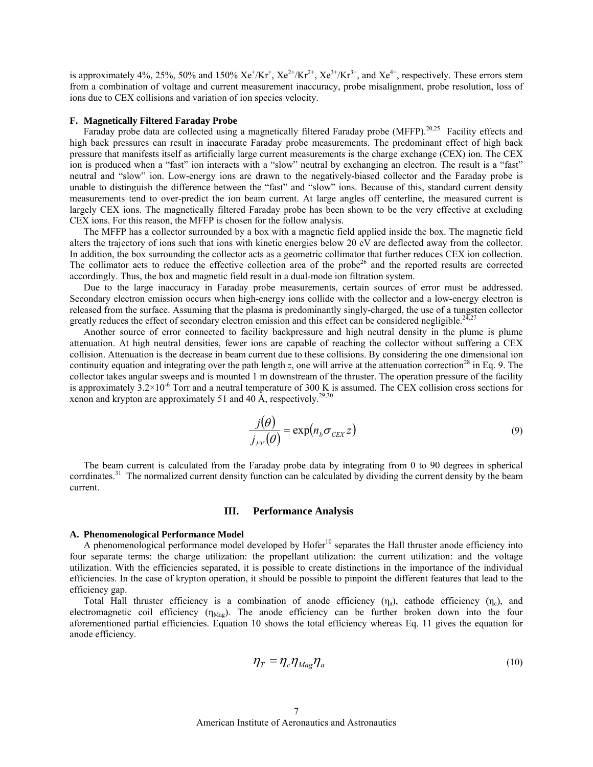is approximately 4%, 25%, 50% and 150% $Xe^{+}/Kr^{+}$, $Xe^{2+}/Kr^{2+}$, $Xe^{3+}/Kr^{3+}$, and $Xe^{4+}$, respectively. These errors stem from a combination of voltage and current measurement inaccuracy, probe misalignment, probe resolution, loss of ions due to CEX collisions and variation of ion species velocity.

### F. Magnetically Filtered Faraday Probe

Faraday probe data are collected using a magnetically filtered Faraday probe (MFFP).[20,25] Facility effects and high back pressures can result in inaccurate Faraday probe measurements. The predominant effect of high back pressure that manifests itself as artificially large current measurements is the charge exchange (CEX) ion. The CEX ion is produced when a "fast" ion interacts with a "slow" neutral by exchanging an electron. The result is a "fast" neutral and "slow" ion. Low-energy ions are drawn to the negatively-biased collector and the Faraday probe is unable to distinguish the difference between the "fast" and "slow" ions. Because of this, standard current density measurements tend to over-predict the ion beam current. At large angles off centerline, the measured current is largely CEX ions. The magnetically filtered Faraday probe has been shown to be the very effective at excluding CEX ions. For this reason, the MFFP is chosen for the follow analysis.

The MFFP has a collector surrounded by a box with a magnetic field applied inside the box. The magnetic field alters the trajectory of ions such that ions with kinetic energies below 20 eV are deflected away from the collector. In addition, the box surrounding the collector acts as a geometric collimator that further reduces CEX ion collection. The collimator acts to reduce the effective collection area of the probe[26] and the reported results are corrected accordingly. Thus, the box and magnetic field result in a dual-mode ion filtration system.

Due to the large inaccuracy in Faraday probe measurements, certain sources of error must be addressed. Secondary electron emission occurs when high-energy ions collide with the collector and a low-energy electron is released from the surface. Assuming that the plasma is predominantly singly-charged, the use of a tungsten collector greatly reduces the effect of secondary electron emission and this effect can be considered negligible.[24,27]

Another source of error connected to facility backpressure and high neutral density in the plume is plume attenuation. At high neutral densities, fewer ions are capable of reaching the collector without suffering a CEX collision. Attenuation is the decrease in beam current due to these collisions. By considering the one dimensional ion continuity equation and integrating over the path length *z*, one will arrive at the attenuation correction[28] in Eq. 9. The collector takes angular sweeps and is mounted 1 m downstream of the thruster. The operation pressure of the facility is approximately $3.2\times10^{-6}$ Torr and a neutral temperature of 300 K is assumed. The CEX collision cross sections for xenon and krypton are approximately 51 and 40 Å, respectively.[29,30]

$$\frac{j(\theta)}{j_{FP}(\theta)} = \exp\left(n_b \sigma_{CEX} z\right) \tag{9}$$

The beam current is calculated from the Faraday probe data by integrating from 0 to 90 degrees in spherical corrdinates.[31] The normalized current density function can be calculated by dividing the current density by the beam current.

## III. Performance Analysis

### A. Phenomenological Performance Model

A phenomenological performance model developed by Hofer[10] separates the Hall thruster anode efficiency into four separate terms: the charge utilization: the propellant utilization: the current utilization: and the voltage utilization. With the efficiencies separated, it is possible to create distinctions in the importance of the individual efficiencies. In the case of krypton operation, it should be possible to pinpoint the different features that lead to the efficiency gap.

Total Hall thruster efficiency is a combination of anode efficiency ($\eta_a$), cathode efficiency ($\eta_c$), and electromagnetic coil efficiency ($\eta_{Mag}$). The anode efficiency can be further broken down into the four aforementioned partial efficiencies. Equation 10 shows the total efficiency whereas Eq. 11 gives the equation for anode efficiency.

$$\eta_T = \eta_c \eta_{Mag} \eta_a \tag{10}$$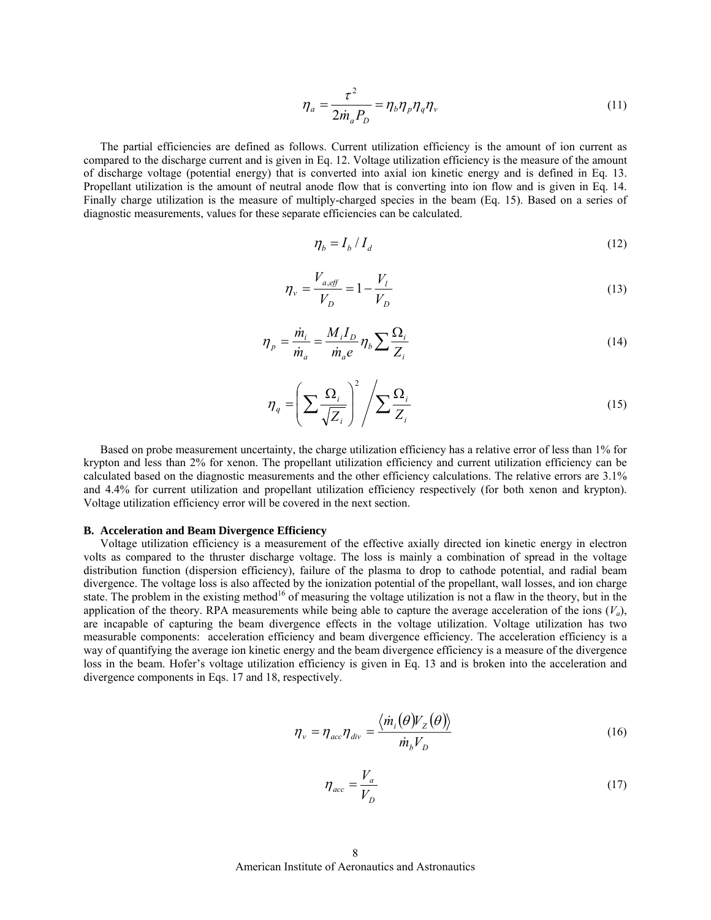$$\eta_a = \frac{\tau^2}{2\dot{m}_a P_D} = \eta_b \eta_p \eta_q \eta_v \tag{11}$$

The partial efficiencies are defined as follows. Current utilization efficiency is the amount of ion current as compared to the discharge current and is given in Eq. 12. Voltage utilization efficiency is the measure of the amount of discharge voltage (potential energy) that is converted into axial ion kinetic energy and is defined in Eq. 13. Propellant utilization is the amount of neutral anode flow that is converting into ion flow and is given in Eq. 14. Finally charge utilization is the measure of multiply-charged species in the beam (Eq. 15). Based on a series of diagnostic measurements, values for these separate efficiencies can be calculated.

$$\eta_b = I_b / I_d \tag{12}$$

$$\eta_v = \frac{V_{a,eff}}{V_D} = 1 - \frac{V_l}{V_D} \tag{13}$$

$$\eta_p = \frac{\dot{m}_i}{\dot{m}_a} = \frac{M_i I_D}{\dot{m}_a e} \eta_b \sum \frac{\Omega_i}{Z_i} \tag{14}$$

$$\eta_q = \left( \sum \frac{\Omega_i}{\sqrt{Z_i}} \right)^2 \Bigg/ \sum \frac{\Omega_i}{Z_i} \tag{15}$$

Based on probe measurement uncertainty, the charge utilization efficiency has a relative error of less than 1% for krypton and less than 2% for xenon. The propellant utilization efficiency and current utilization efficiency can be calculated based on the diagnostic measurements and the other efficiency calculations. The relative errors are 3.1% and 4.4% for current utilization and propellant utilization efficiency respectively (for both xenon and krypton). Voltage utilization efficiency error will be covered in the next section.

### B. Acceleration and Beam Divergence Efficiency

Voltage utilization efficiency is a measurement of the effective axially directed ion kinetic energy in electron volts as compared to the thruster discharge voltage. The loss is mainly a combination of spread in the voltage distribution function (dispersion efficiency), failure of the plasma to drop to cathode potential, and radial beam divergence. The voltage loss is also affected by the ionization potential of the propellant, wall losses, and ion charge state. The problem in the existing method[16] of measuring the voltage utilization is not a flaw in the theory, but in the application of the theory. RPA measurements while being able to capture the average acceleration of the ions ($V_a$), are incapable of capturing the beam divergence effects in the voltage utilization. Voltage utilization has two measurable components: acceleration efficiency and beam divergence efficiency. The acceleration efficiency is a way of quantifying the average ion kinetic energy and the beam divergence efficiency is a measure of the divergence loss in the beam. Hofer's voltage utilization efficiency is given in Eq. 13 and is broken into the acceleration and divergence components in Eqs. 17 and 18, respectively.

$$\eta_v = \eta_{acc} \eta_{div} = \frac{\langle \dot{m}_i(\theta) V_Z(\theta) \rangle}{\dot{m}_b V_D} \tag{16}$$

$$\eta_{acc} = \frac{V_a}{V_D} \tag{17}$$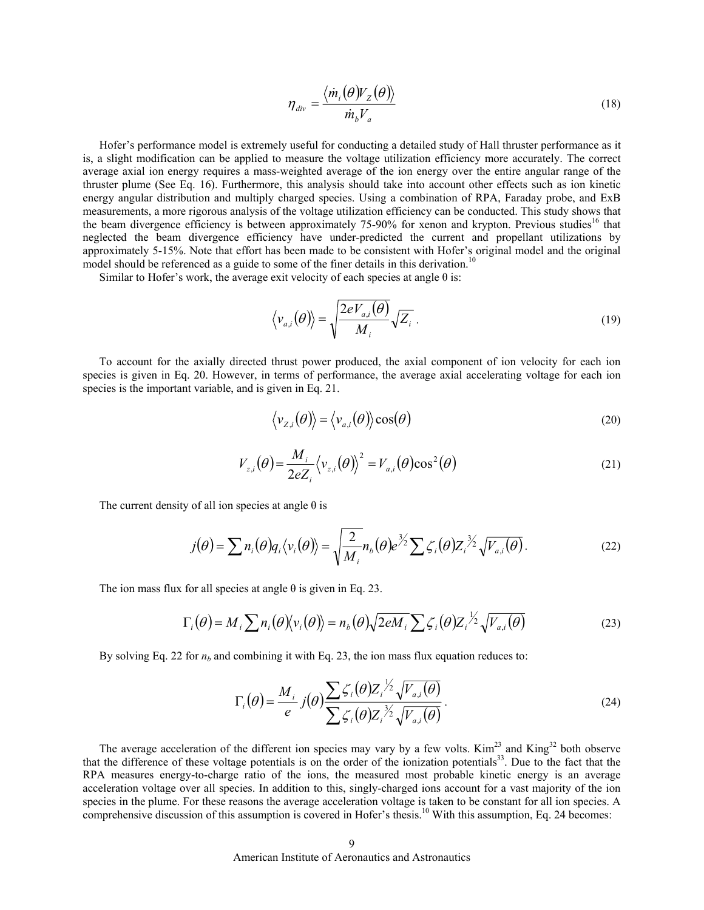$$\eta_{div} = \frac{\langle \dot{m}_i(\theta) V_Z(\theta) \rangle}{\dot{m}_b V_a} \tag{18}$$

Hofer's performance model is extremely useful for conducting a detailed study of Hall thruster performance as it is, a slight modification can be applied to measure the voltage utilization efficiency more accurately. The correct average axial ion energy requires a mass-weighted average of the ion energy over the entire angular range of the thruster plume (See Eq. 16). Furthermore, this analysis should take into account other effects such as ion kinetic energy angular distribution and multiply charged species. Using a combination of RPA, Faraday probe, and ExB measurements, a more rigorous analysis of the voltage utilization efficiency can be conducted. This study shows that the beam divergence efficiency is between approximately 75-90% for xenon and krypton. Previous studies[16] that neglected the beam divergence efficiency have under-predicted the current and propellant utilizations by approximately 5-15%. Note that effort has been made to be consistent with Hofer's original model and the original model should be referenced as a guide to some of the finer details in this derivation.[10]

Similar to Hofer's work, the average exit velocity of each species at angle θ is:

$$\langle v_{a,i}(\theta) \rangle = \sqrt{\frac{2eV_{a,i}(\theta)}{M_i}} \sqrt{Z_i} \ . \tag{19}$$

To account for the axially directed thrust power produced, the axial component of ion velocity for each ion species is given in Eq. 20. However, in terms of performance, the average axial accelerating voltage for each ion species is the important variable, and is given in Eq. 21.

$$\langle v_{Z,i}(\theta) \rangle = \langle v_{a,i}(\theta) \rangle \cos(\theta) \tag{20}$$

$$V_{z,i}(\theta) = \frac{M_i}{2eZ_i} \langle v_{z,i}(\theta) \rangle^2 = V_{a,i}(\theta) \cos^2(\theta) \tag{21}$$

The current density of all ion species at angle θ is

$$j(\theta) = \sum n_i(\theta) q_i \langle v_i(\theta) \rangle = \sqrt{\frac{2}{M_i}} n_b(\theta) e^{3/2} \sum \zeta_i(\theta) Z_i^{3/2} \sqrt{V_{a,i}(\theta)} \ . \tag{22}$$

The ion mass flux for all species at angle θ is given in Eq. 23.

$$\Gamma_i(\theta) = M_i \sum n_i(\theta) \langle v_i(\theta) \rangle = n_b(\theta) \sqrt{2eM_i} \sum \zeta_i(\theta) Z_i^{1/2} \sqrt{V_{a,i}(\theta)} \tag{23}$$

By solving Eq. 22 for $n_b$ and combining it with Eq. 23, the ion mass flux equation reduces to:

$$\Gamma_i(\theta) = \frac{M_i}{e} j(\theta) \frac{\sum \zeta_i(\theta) Z_i^{1/2} \sqrt{V_{a,i}(\theta)}}{\sum \zeta_i(\theta) Z_i^{3/2} \sqrt{V_{a,i}(\theta)}} \ . \tag{24}$$

The average acceleration of the different ion species may vary by a few volts. Kim[23] and King[32] both observe that the difference of these voltage potentials is on the order of the ionization potentials[33]. Due to the fact that the RPA measures energy-to-charge ratio of the ions, the measured most probable kinetic energy is an average acceleration voltage over all species. In addition to this, singly-charged ions account for a vast majority of the ion species in the plume. For these reasons the average acceleration voltage is taken to be constant for all ion species. A comprehensive discussion of this assumption is covered in Hofer's thesis.[10] With this assumption, Eq. 24 becomes: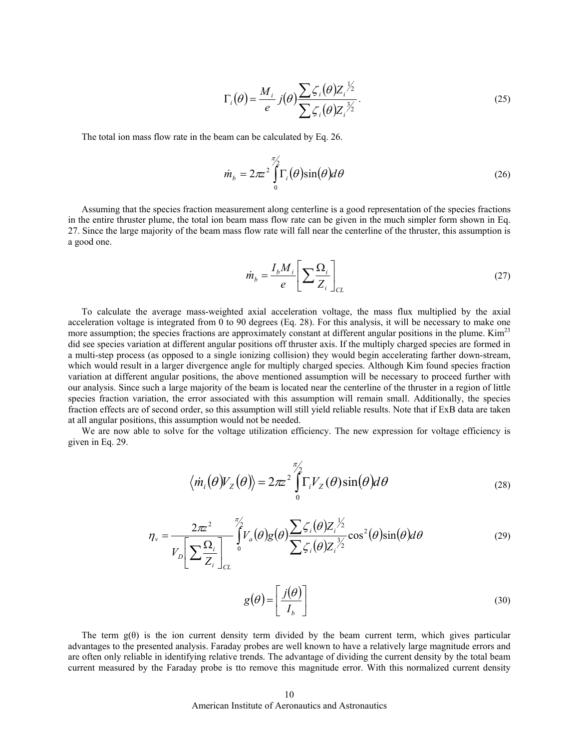$$\Gamma_i(\theta) = \frac{M_i}{e} j(\theta) \frac{\sum \zeta_i(\theta) Z_i^{1/2}}{\sum \zeta_i(\theta) Z_i^{3/2}}. \tag{25}$$

The total ion mass flow rate in the beam can be calculated by Eq. 26.

$$\dot{m}_b = 2\pi z^2 \int_0^{\pi/2} \Gamma_i(\theta) \sin(\theta) d\theta \tag{26}$$

Assuming that the species fraction measurement along centerline is a good representation of the species fractions in the entire thruster plume, the total ion beam mass flow rate can be given in the much simpler form shown in Eq. 27. Since the large majority of the beam mass flow rate will fall near the centerline of the thruster, this assumption is a good one.

$$\dot{m}_b = \frac{I_b M_i}{e} \left[ \sum \frac{\Omega_i}{Z_i} \right]_{CL} \tag{27}$$

To calculate the average mass-weighted axial acceleration voltage, the mass flux multiplied by the axial acceleration voltage is integrated from 0 to 90 degrees (Eq. 28). For this analysis, it will be necessary to make one more assumption; the species fractions are approximately constant at different angular positions in the plume. Kim[23] did see species variation at different angular positions off thruster axis. If the multiply charged species are formed in a multi-step process (as opposed to a single ionizing collision) they would begin accelerating farther down-stream, which would result in a larger divergence angle for multiply charged species. Although Kim found species fraction variation at different angular positions, the above mentioned assumption will be necessary to proceed further with our analysis. Since such a large majority of the beam is located near the centerline of the thruster in a region of little species fraction variation, the error associated with this assumption will remain small. Additionally, the species fraction effects are of second order, so this assumption will still yield reliable results. Note that if ExB data are taken at all angular positions, this assumption would not be needed.

We are now able to solve for the voltage utilization efficiency. The new expression for voltage efficiency is given in Eq. 29.

$$\left\langle \dot{m}_i(\theta) V_Z(\theta) \right\rangle = 2\pi z^2 \int_0^{\pi/2} \Gamma_i V_Z(\theta) \sin(\theta) d\theta \tag{28}$$

$$\eta_v = \frac{2\pi z^2}{V_D \left[ \sum \frac{\Omega_i}{Z_i} \right]_{CL}} \int_0^{\pi/2} V_a(\theta) g(\theta) \frac{\sum \zeta_i(\theta) Z_i^{1/2}}{\sum \zeta_i(\theta) Z_i^{3/2}} \cos^2(\theta) \sin(\theta) d\theta \tag{29}$$

$$g(\theta) = \left[ \frac{j(\theta)}{I_b} \right] \tag{30}$$

The term g(θ) is the ion current density term divided by the beam current term, which gives particular advantages to the presented analysis. Faraday probes are well known to have a relatively large magnitude errors and are often only reliable in identifying relative trends. The advantage of dividing the current density by the total beam current measured by the Faraday probe is tto remove this magnitude error. With this normalized current density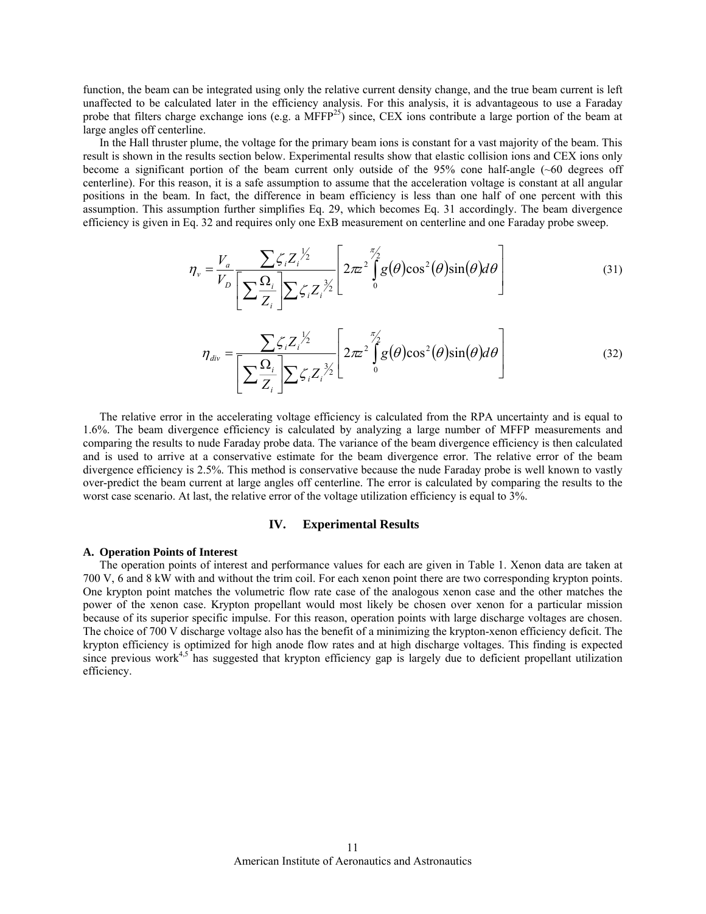function, the beam can be integrated using only the relative current density change, and the true beam current is left unaffected to be calculated later in the efficiency analysis. For this analysis, it is advantageous to use a Faraday probe that filters charge exchange ions (e.g. a MFFP[25]) since, CEX ions contribute a large portion of the beam at large angles off centerline.

In the Hall thruster plume, the voltage for the primary beam ions is constant for a vast majority of the beam. This result is shown in the results section below. Experimental results show that elastic collision ions and CEX ions only become a significant portion of the beam current only outside of the 95% cone half-angle (~60 degrees off centerline). For this reason, it is a safe assumption to assume that the acceleration voltage is constant at all angular positions in the beam. In fact, the difference in beam efficiency is less than one half of one percent with this assumption. This assumption further simplifies Eq. 29, which becomes Eq. 31 accordingly. The beam divergence efficiency is given in Eq. 32 and requires only one ExB measurement on centerline and one Faraday probe sweep.

$$\eta_v = \frac{V_a}{V_D} \frac{\sum \zeta_i Z_i^{1/2}}{\left[\sum \frac{\Omega_i}{Z_i}\right] \sum \zeta_i Z_i^{3/2}} \left[ 2\pi z^2 \int_0^{\pi/2} g(\theta) \cos^2(\theta) \sin(\theta) d\theta \right] \tag{31}$$

$$\eta_{div} = \frac{\sum \zeta_i Z_i^{1/2}}{\left[\sum \frac{\Omega_i}{Z_i}\right] \sum \zeta_i Z_i^{3/2}} \left[ 2\pi z^2 \int_0^{\pi/2} g(\theta) \cos^2(\theta) \sin(\theta) d\theta \right] \tag{32}$$

The relative error in the accelerating voltage efficiency is calculated from the RPA uncertainty and is equal to 1.6%. The beam divergence efficiency is calculated by analyzing a large number of MFFP measurements and comparing the results to nude Faraday probe data. The variance of the beam divergence efficiency is then calculated and is used to arrive at a conservative estimate for the beam divergence error. The relative error of the beam divergence efficiency is 2.5%. This method is conservative because the nude Faraday probe is well known to vastly over-predict the beam current at large angles off centerline. The error is calculated by comparing the results to the worst case scenario. At last, the relative error of the voltage utilization efficiency is equal to 3%.

## IV. Experimental Results

### A. Operation Points of Interest

The operation points of interest and performance values for each are given in Table 1. Xenon data are taken at 700 V, 6 and 8 kW with and without the trim coil. For each xenon point there are two corresponding krypton points. One krypton point matches the volumetric flow rate case of the analogous xenon case and the other matches the power of the xenon case. Krypton propellant would most likely be chosen over xenon for a particular mission because of its superior specific impulse. For this reason, operation points with large discharge voltages are chosen. The choice of 700 V discharge voltage also has the benefit of a minimizing the krypton-xenon efficiency deficit. The krypton efficiency is optimized for high anode flow rates and at high discharge voltages. This finding is expected since previous work[4,5] has suggested that krypton efficiency gap is largely due to deficient propellant utilization efficiency.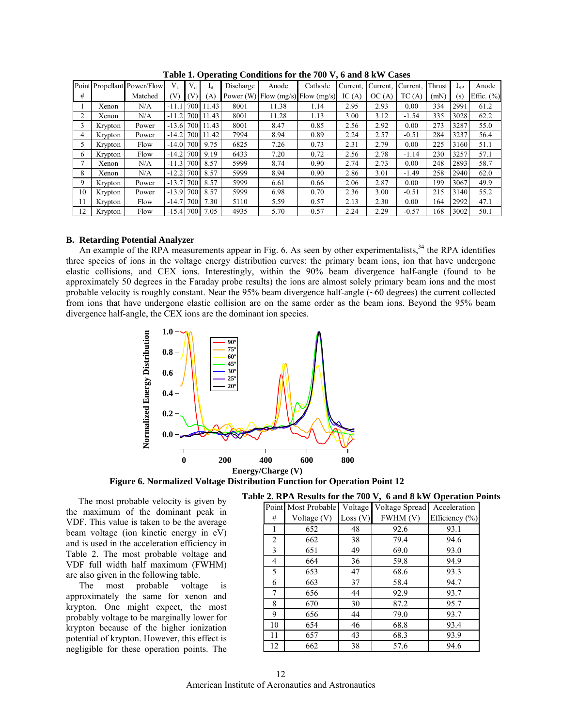**Table 1. Operating Conditions for the 700 V, 6 and 8 kW Cases**

| Point # | Propellant | Power/Flow Matched | $V_k$ (V) | $V_d$ (V) | $I_d$ (A) | Discharge Power (W) | Anode Flow (mg/s) | Cathode Flow (mg/s) | Current, IC (A) | Current, OC (A) | Current, TC (A) | Thrust (mN) | $I_{SP}$ (s) | Anode Effic. (%) |
|---|---|---|---|---|---|---|---|---|---|---|---|---|---|---|
| 1 | Xenon | N/A | -11.1 | 700 | 11.43 | 8001 | 11.38 | 1.14 | 2.95 | 2.93 | 0.00 | 334 | 2991 | 61.2 |
| 2 | Xenon | N/A | -11.2 | 700 | 11.43 | 8001 | 11.28 | 1.13 | 3.00 | 3.12 | -1.54 | 335 | 3028 | 62.2 |
| 3 | Krypton | Power | -13.6 | 700 | 11.43 | 8001 | 8.47 | 0.85 | 2.56 | 2.92 | 0.00 | 273 | 3287 | 55.0 |
| 4 | Krypton | Power | -14.2 | 700 | 11.42 | 7994 | 8.94 | 0.89 | 2.24 | 2.57 | -0.51 | 284 | 3237 | 56.4 |
| 5 | Krypton | Flow | -14.0 | 700 | 9.75 | 6825 | 7.26 | 0.73 | 2.31 | 2.79 | 0.00 | 225 | 3160 | 51.1 |
| 6 | Krypton | Flow | -14.2 | 700 | 9.19 | 6433 | 7.20 | 0.72 | 2.56 | 2.78 | -1.14 | 230 | 3257 | 57.1 |
| 7 | Xenon | N/A | -11.3 | 700 | 8.57 | 5999 | 8.74 | 0.90 | 2.74 | 2.73 | 0.00 | 248 | 2893 | 58.7 |
| 8 | Xenon | N/A | -12.2 | 700 | 8.57 | 5999 | 8.94 | 0.90 | 2.86 | 3.01 | -1.49 | 258 | 2940 | 62.0 |
| 9 | Krypton | Power | -13.7 | 700 | 8.57 | 5999 | 6.61 | 0.66 | 2.06 | 2.87 | 0.00 | 199 | 3067 | 49.9 |
| 10 | Krypton | Power | -13.9 | 700 | 8.57 | 5999 | 6.98 | 0.70 | 2.36 | 3.00 | -0.51 | 215 | 3140 | 55.2 |
| 11 | Krypton | Flow | -14.7 | 700 | 7.30 | 5110 | 5.59 | 0.57 | 2.13 | 2.30 | 0.00 | 164 | 2992 | 47.1 |
| 12 | Krypton | Flow | -15.4 | 700 | 7.05 | 4935 | 5.70 | 0.57 | 2.24 | 2.29 | -0.57 | 168 | 3002 | 50.1 |

## B. Retarding Potential Analyzer

An example of the RPA measurements appear in Fig. 6. As seen by other experimentalists,[34] the RPA identifies three species of ions in the voltage energy distribution curves: the primary beam ions, ion that have undergone elastic collisions, and CEX ions. Interestingly, within the 90% beam divergence half-angle (found to be approximately 50 degrees in the Faraday probe results) the ions are almost solely primary beam ions and the most probable velocity is roughly constant. Near the 95% beam divergence half-angle (~60 degrees) the current collected from ions that have undergone elastic collision are on the same order as the beam ions. Beyond the 95% beam divergence half-angle, the CEX ions are the dominant ion species.

**Figure 6. Normalized Voltage Distribution Function for Operation Point 12**

The most probable velocity is given by the maximum of the dominant peak in VDF. This value is taken to be the average beam voltage (ion kinetic energy in eV) and is used in the acceleration efficiency in Table 2. The most probable voltage and VDF full width half maximum (FWHM) are also given in the following table.

**Table 2. RPA Results for the 700 V, 6 and 8 kW Operation Points**

| Point # | Most Probable Voltage (V) | Voltage Loss (V) | Voltage Spread FWHM (V) | Acceleration Efficiency (%) |
|---|---|---|---|---|
| 1 | 652 | 48 | 92.6 | 93.1 |
| 2 | 662 | 38 | 79.4 | 94.6 |
| 3 | 651 | 49 | 69.0 | 93.0 |
| 4 | 664 | 36 | 59.8 | 94.9 |
| 5 | 653 | 47 | 68.6 | 93.3 |
| 6 | 663 | 37 | 58.4 | 94.7 |
| 7 | 656 | 44 | 92.9 | 93.7 |
| 8 | 670 | 30 | 87.2 | 95.7 |
| 9 | 656 | 44 | 79.0 | 93.7 |
| 10 | 654 | 46 | 68.8 | 93.4 |
| 11 | 657 | 43 | 68.3 | 93.9 |
| 12 | 662 | 38 | 57.6 | 94.6 |

The most probable voltage is approximately the same for xenon and krypton. One might expect, the most probably voltage to be marginally lower for krypton because of the higher ionization potential of krypton. However, this effect is negligible for these operation points. The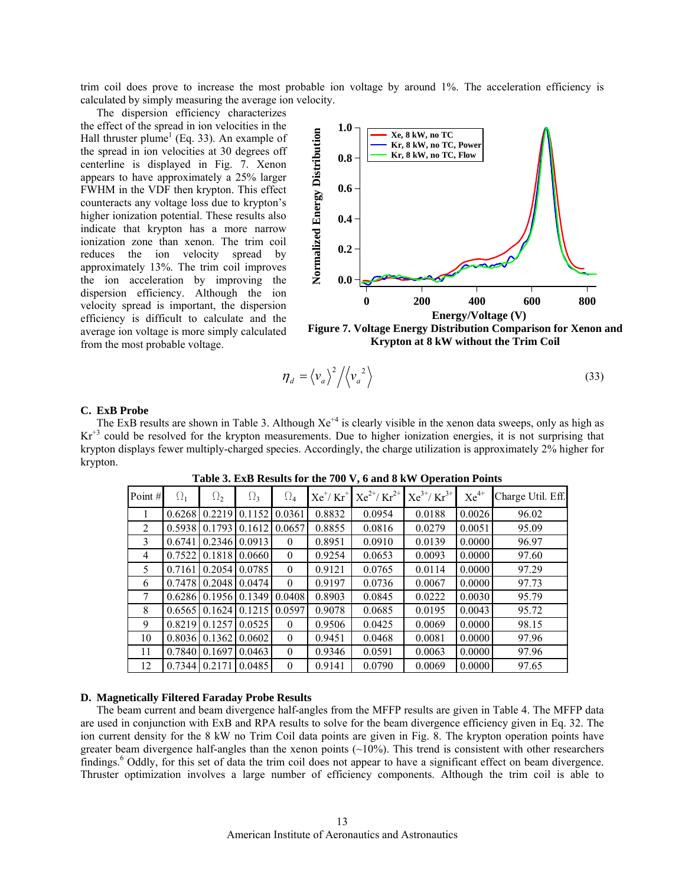trim coil does prove to increase the most probable ion voltage by around 1%. The acceleration efficiency is calculated by simply measuring the average ion velocity.

The dispersion efficiency characterizes the effect of the spread in ion velocities in the Hall thruster plume[1] (Eq. 33). An example of the spread in ion velocities at 30 degrees off centerline is displayed in Fig. 7. Xenon appears to have approximately a 25% larger FWHM in the VDF then krypton. This effect counteracts any voltage loss due to krypton's higher ionization potential. These results also indicate that krypton has a more narrow ionization zone than xenon. The trim coil reduces the ion velocity spread by approximately 13%. The trim coil improves the ion acceleration by improving the dispersion efficiency. Although the ion velocity spread is important, the dispersion efficiency is difficult to calculate and the average ion voltage is more simply calculated from the most probable voltage.

**Figure 7. Voltage Energy Distribution Comparison for Xenon and Krypton at 8 kW without the Trim Coil**

$$\eta_d = \langle v_a \rangle^2 / \langle {v_a}^2 \rangle \tag{33}$$

### C. ExB Probe

The ExB results are shown in Table 3. Although $Xe^{+4}$ is clearly visible in the xenon data sweeps, only as high as $Kr^{+3}$ could be resolved for the krypton measurements. Due to higher ionization energies, it is not surprising that krypton displays fewer multiply-charged species. Accordingly, the charge utilization is approximately 2% higher for krypton.

**Table 3. ExB Results for the 700 V, 6 and 8 kW Operation Points**

| Point # | $\Omega_1$ | $\Omega_2$ | $\Omega_3$ | $\Omega_4$ | $Xe^+/Kr^+$ | $Xe^{2+}/Kr^{2+}$ | $Xe^{3+}/Kr^{3+}$ | $Xe^{4+}$ | Charge Util. Eff. |
|---|---|---|---|---|---|---|---|---|---|
| 1 | 0.6268 | 0.2219 | 0.1152 | 0.0361 | 0.8832 | 0.0954 | 0.0188 | 0.0026 | 96.02 |
| 2 | 0.5938 | 0.1793 | 0.1612 | 0.0657 | 0.8855 | 0.0816 | 0.0279 | 0.0051 | 95.09 |
| 3 | 0.6741 | 0.2346 | 0.0913 | 0 | 0.8951 | 0.0910 | 0.0139 | 0.0000 | 96.97 |
| 4 | 0.7522 | 0.1818 | 0.0660 | 0 | 0.9254 | 0.0653 | 0.0093 | 0.0000 | 97.60 |
| 5 | 0.7161 | 0.2054 | 0.0785 | 0 | 0.9121 | 0.0765 | 0.0114 | 0.0000 | 97.29 |
| 6 | 0.7478 | 0.2048 | 0.0474 | 0 | 0.9197 | 0.0736 | 0.0067 | 0.0000 | 97.73 |
| 7 | 0.6286 | 0.1956 | 0.1349 | 0.0408 | 0.8903 | 0.0845 | 0.0222 | 0.0030 | 95.79 |
| 8 | 0.6565 | 0.1624 | 0.1215 | 0.0597 | 0.9078 | 0.0685 | 0.0195 | 0.0043 | 95.72 |
| 9 | 0.8219 | 0.1257 | 0.0525 | 0 | 0.9506 | 0.0425 | 0.0069 | 0.0000 | 98.15 |
| 10 | 0.8036 | 0.1362 | 0.0602 | 0 | 0.9451 | 0.0468 | 0.0081 | 0.0000 | 97.96 |
| 11 | 0.7840 | 0.1697 | 0.0463 | 0 | 0.9346 | 0.0591 | 0.0063 | 0.0000 | 97.96 |
| 12 | 0.7344 | 0.2171 | 0.0485 | 0 | 0.9141 | 0.0790 | 0.0069 | 0.0000 | 97.65 |

### D. Magnetically Filtered Faraday Probe Results

The beam current and beam divergence half-angles from the MFFP results are given in Table 4. The MFFP data are used in conjunction with ExB and RPA results to solve for the beam divergence efficiency given in Eq. 32. The ion current density for the 8 kW no Trim Coil data points are given in Fig. 8. The krypton operation points have greater beam divergence half-angles than the xenon points (~10%). This trend is consistent with other researchers findings.[6] Oddly, for this set of data the trim coil does not appear to have a significant effect on beam divergence. Thruster optimization involves a large number of efficiency components. Although the trim coil is able to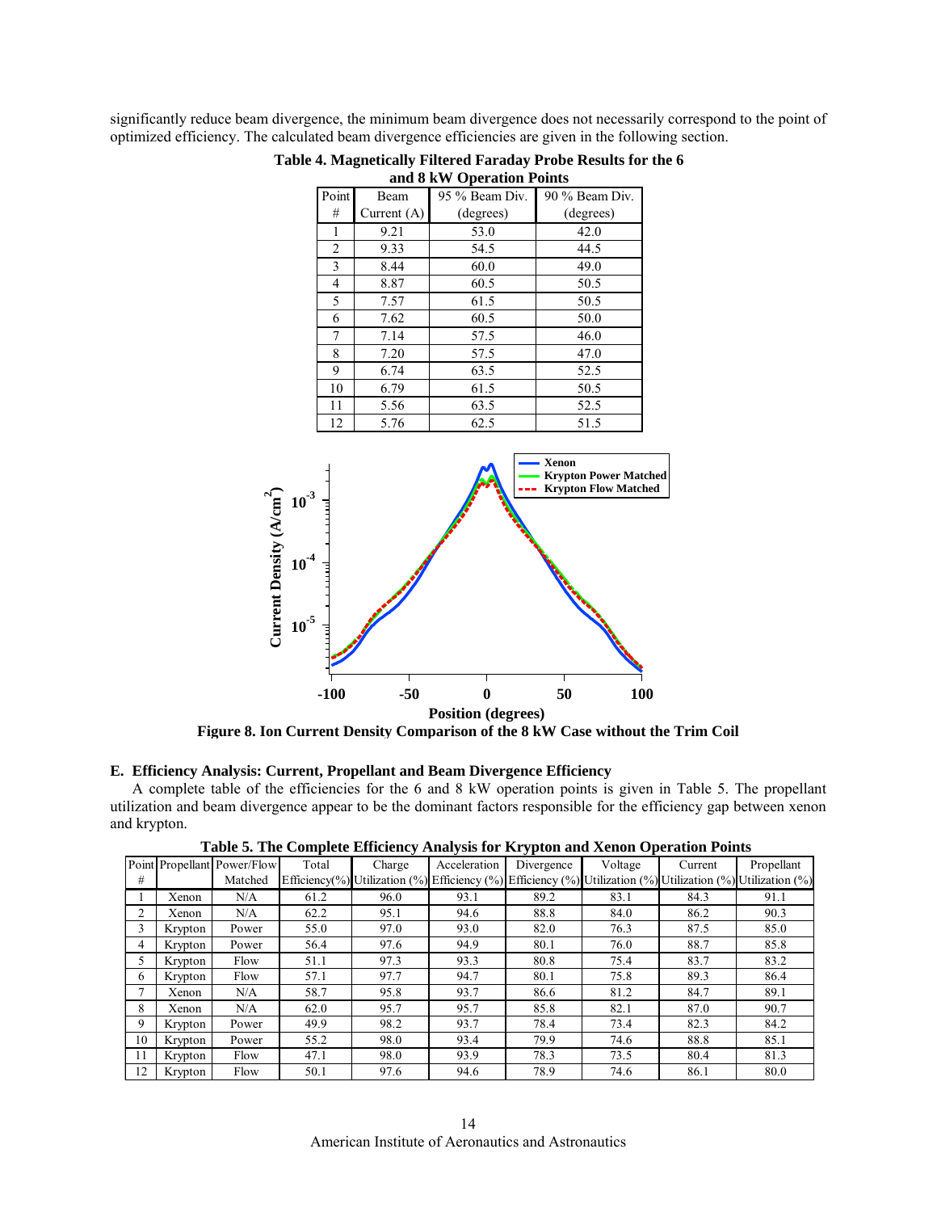significantly reduce beam divergence, the minimum beam divergence does not necessarily correspond to the point of optimized efficiency. The calculated beam divergence efficiencies are given in the following section.

**Table 4. Magnetically Filtered Faraday Probe Results for the 6 and 8 kW Operation Points**

| Point # | Beam Current (A) | 95 % Beam Div. (degrees) | 90 % Beam Div. (degrees) |
|---|---|---|---|
| 1 | 9.21 | 53.0 | 42.0 |
| 2 | 9.33 | 54.5 | 44.5 |
| 3 | 8.44 | 60.0 | 49.0 |
| 4 | 8.87 | 60.5 | 50.5 |
| 5 | 7.57 | 61.5 | 50.5 |
| 6 | 7.62 | 60.5 | 50.0 |
| 7 | 7.14 | 57.5 | 46.0 |
| 8 | 7.20 | 57.5 | 47.0 |
| 9 | 6.74 | 63.5 | 52.5 |
| 10 | 6.79 | 61.5 | 50.5 |
| 11 | 5.56 | 63.5 | 52.5 |
| 12 | 5.76 | 62.5 | 51.5 |

**Figure 8. Ion Current Density Comparison of the 8 kW Case without the Trim Coil**

### E. Efficiency Analysis: Current, Propellant and Beam Divergence Efficiency

A complete table of the efficiencies for the 6 and 8 kW operation points is given in Table 5. The propellant utilization and beam divergence appear to be the dominant factors responsible for the efficiency gap between xenon and krypton.

**Table 5. The Complete Efficiency Analysis for Krypton and Xenon Operation Points**

| Point # | Propellant | Power/Flow Matched | Total Efficiency(%) | Charge Utilization (%) | Acceleration Efficiency (%) | Divergence Efficiency (%) | Voltage Utilization (%) | Current Utilization (%) | Propellant Utilization (%) |
|---|---|---|---|---|---|---|---|---|---|
| 1 | Xenon | N/A | 61.2 | 96.0 | 93.1 | 89.2 | 83.1 | 84.3 | 91.1 |
| 2 | Xenon | N/A | 62.2 | 95.1 | 94.6 | 88.8 | 84.0 | 86.2 | 90.3 |
| 3 | Krypton | Power | 55.0 | 97.0 | 93.0 | 82.0 | 76.3 | 87.5 | 85.0 |
| 4 | Krypton | Power | 56.4 | 97.6 | 94.9 | 80.1 | 76.0 | 88.7 | 85.8 |
| 5 | Krypton | Flow | 51.1 | 97.3 | 93.3 | 80.8 | 75.4 | 83.7 | 83.2 |
| 6 | Krypton | Flow | 57.1 | 97.7 | 94.7 | 80.1 | 75.8 | 89.3 | 86.4 |
| 7 | Xenon | N/A | 58.7 | 95.8 | 93.7 | 86.6 | 81.2 | 84.7 | 89.1 |
| 8 | Xenon | N/A | 62.0 | 95.7 | 95.7 | 85.8 | 82.1 | 87.0 | 90.7 |
| 9 | Krypton | Power | 49.9 | 98.2 | 93.7 | 78.4 | 73.4 | 82.3 | 84.2 |
| 10 | Krypton | Power | 55.2 | 98.0 | 93.4 | 79.9 | 74.6 | 88.8 | 85.1 |
| 11 | Krypton | Flow | 47.1 | 98.0 | 93.9 | 78.3 | 73.5 | 80.4 | 81.3 |
| 12 | Krypton | Flow | 50.1 | 97.6 | 94.6 | 78.9 | 74.6 | 86.1 | 80.0 |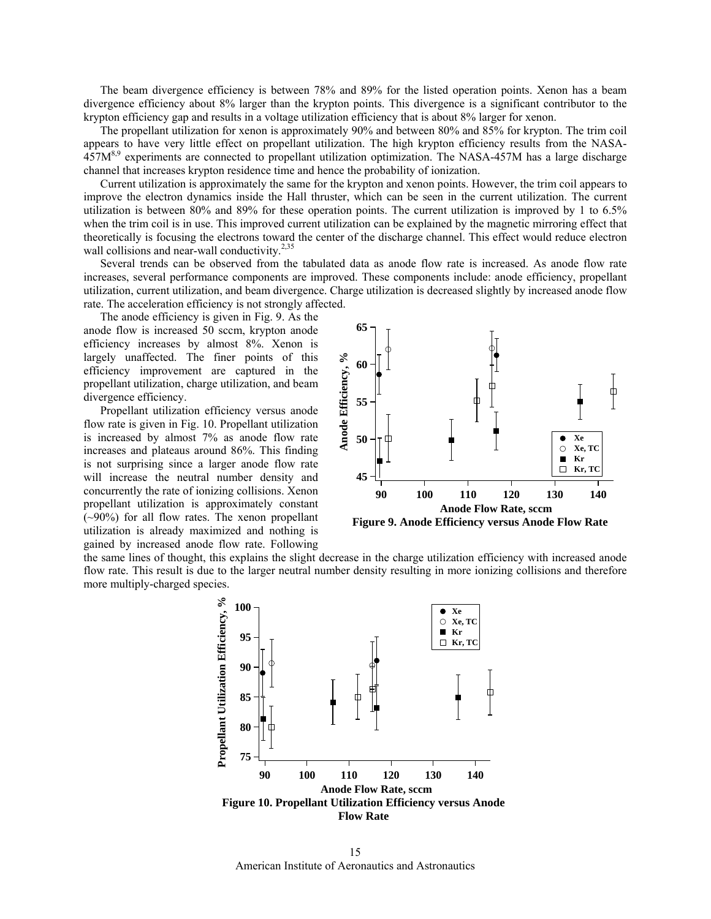The beam divergence efficiency is between 78% and 89% for the listed operation points. Xenon has a beam divergence efficiency about 8% larger than the krypton points. This divergence is a significant contributor to the krypton efficiency gap and results in a voltage utilization efficiency that is about 8% larger for xenon.

The propellant utilization for xenon is approximately 90% and between 80% and 85% for krypton. The trim coil appears to have very little effect on propellant utilization. The high krypton efficiency results from the NASA-457M[8,9] experiments are connected to propellant utilization optimization. The NASA-457M has a large discharge channel that increases krypton residence time and hence the probability of ionization.

Current utilization is approximately the same for the krypton and xenon points. However, the trim coil appears to improve the electron dynamics inside the Hall thruster, which can be seen in the current utilization. The current utilization is between 80% and 89% for these operation points. The current utilization is improved by 1 to 6.5% when the trim coil is in use. This improved current utilization can be explained by the magnetic mirroring effect that theoretically is focusing the electrons toward the center of the discharge channel. This effect would reduce electron wall collisions and near-wall conductivity.[2,35]

Several trends can be observed from the tabulated data as anode flow rate is increased. As anode flow rate increases, several performance components are improved. These components include: anode efficiency, propellant utilization, current utilization, and beam divergence. Charge utilization is decreased slightly by increased anode flow rate. The acceleration efficiency is not strongly affected.

The anode efficiency is given in Fig. 9. As the anode flow is increased 50 sccm, krypton anode efficiency increases by almost 8%. Xenon is largely unaffected. The finer points of this efficiency improvement are captured in the propellant utilization, charge utilization, and beam divergence efficiency.

Propellant utilization efficiency versus anode flow rate is given in Fig. 10. Propellant utilization is increased by almost 7% as anode flow rate increases and plateaus around 86%. This finding is not surprising since a larger anode flow rate will increase the neutral number density and concurrently the rate of ionizing collisions. Xenon propellant utilization is approximately constant (~90%) for all flow rates. The xenon propellant utilization is already maximized and nothing is gained by increased anode flow rate. Following the same lines of thought, this explains the slight decrease in the charge utilization efficiency with increased anode flow rate. This result is due to the larger neutral number density resulting in more ionizing collisions and therefore more multiply-charged species.

**Figure 9. Anode Efficiency versus Anode Flow Rate**

**Figure 10. Propellant Utilization Efficiency versus Anode Flow Rate**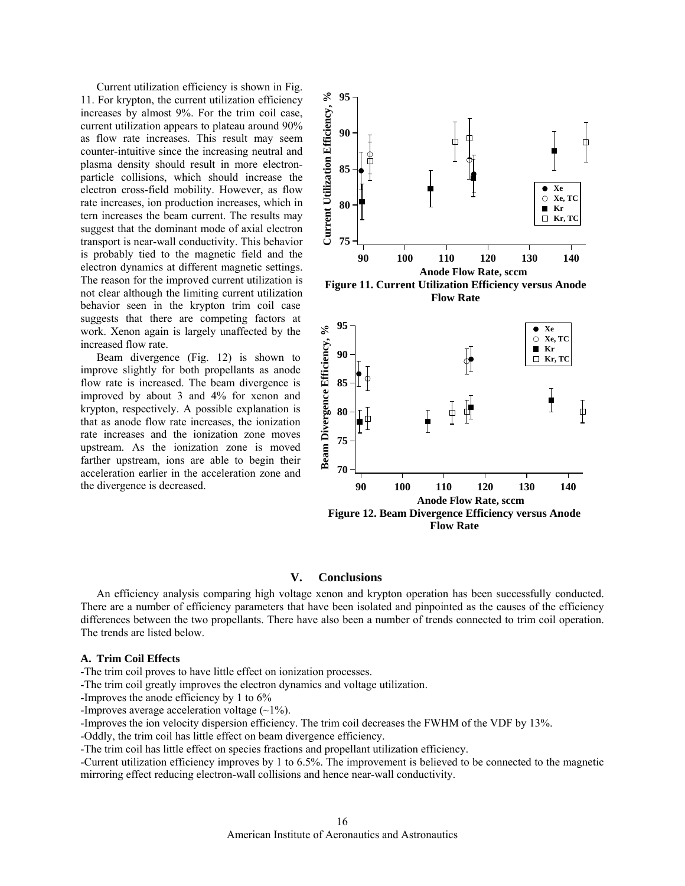Current utilization efficiency is shown in Fig. 11. For krypton, the current utilization efficiency increases by almost 9%. For the trim coil case, current utilization appears to plateau around 90% as flow rate increases. This result may seem counter-intuitive since the increasing neutral and plasma density should result in more electron-particle collisions, which should increase the electron cross-field mobility. However, as flow rate increases, ion production increases, which in tern increases the beam current. The results may suggest that the dominant mode of axial electron transport is near-wall conductivity. This behavior is probably tied to the magnetic field and the electron dynamics at different magnetic settings. The reason for the improved current utilization is not clear although the limiting current utilization behavior seen in the krypton trim coil case suggests that there are competing factors at work. Xenon again is largely unaffected by the increased flow rate.

Beam divergence (Fig. 12) is shown to improve slightly for both propellants as anode flow rate is increased. The beam divergence is improved by about 3 and 4% for xenon and krypton, respectively. A possible explanation is that as anode flow rate increases, the ionization rate increases and the ionization zone moves upstream. As the ionization zone is moved farther upstream, ions are able to begin their acceleration earlier in the acceleration zone and the divergence is decreased.

**Figure 11. Current Utilization Efficiency versus Anode Flow Rate**

**Figure 12. Beam Divergence Efficiency versus Anode Flow Rate**

## V. Conclusions

An efficiency analysis comparing high voltage xenon and krypton operation has been successfully conducted. There are a number of efficiency parameters that have been isolated and pinpointed as the causes of the efficiency differences between the two propellants. There have also been a number of trends connected to trim coil operation. The trends are listed below.

### A. Trim Coil Effects

-The trim coil proves to have little effect on ionization processes.

-The trim coil greatly improves the electron dynamics and voltage utilization.

-Improves the anode efficiency by 1 to 6%

-Improves average acceleration voltage (~1%).

-Improves the ion velocity dispersion efficiency. The trim coil decreases the FWHM of the VDF by 13%.

-Oddly, the trim coil has little effect on beam divergence efficiency.

-The trim coil has little effect on species fractions and propellant utilization efficiency.

-Current utilization efficiency improves by 1 to 6.5%. The improvement is believed to be connected to the magnetic mirroring effect reducing electron-wall collisions and hence near-wall conductivity.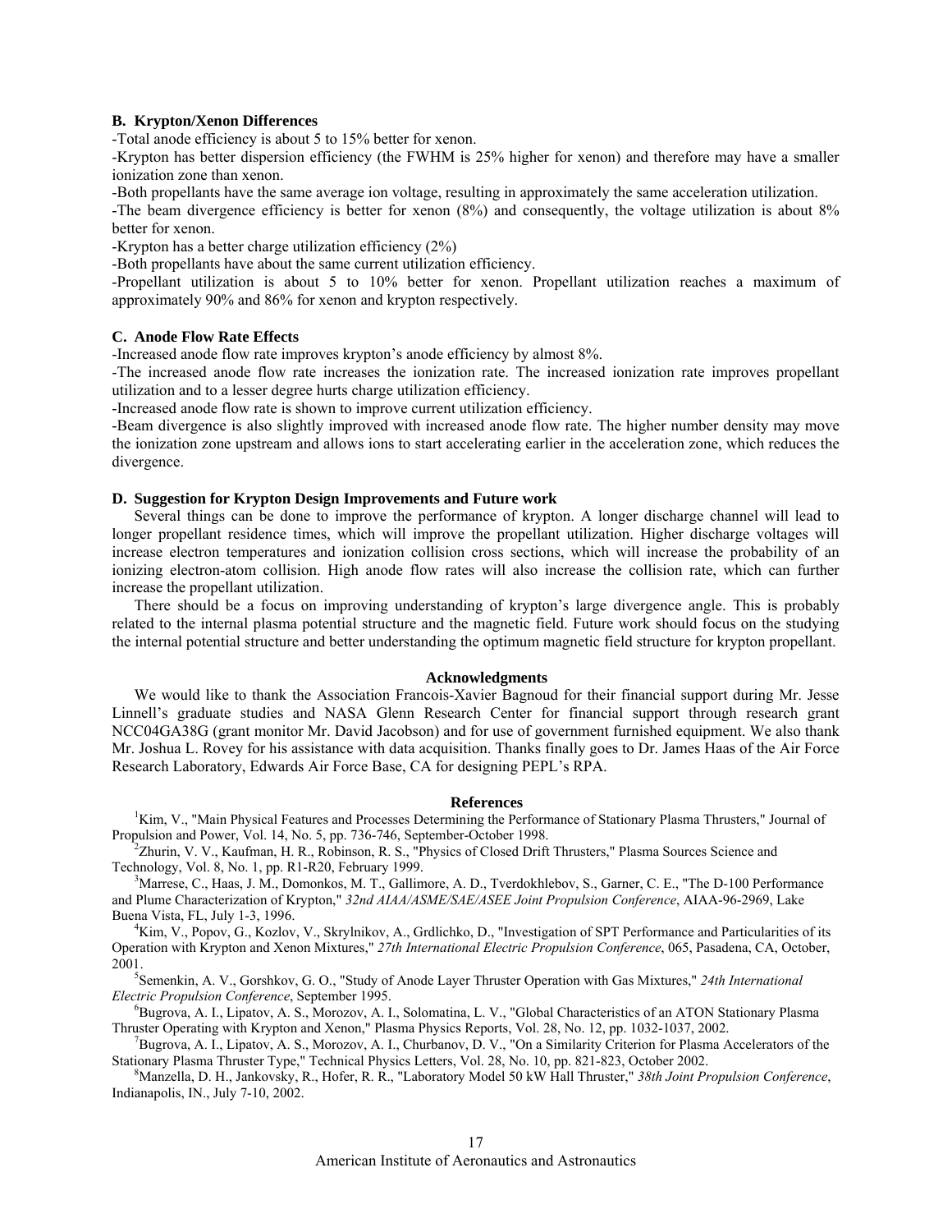### B. Krypton/Xenon Differences

-Total anode efficiency is about 5 to 15% better for xenon.

-Krypton has better dispersion efficiency (the FWHM is 25% higher for xenon) and therefore may have a smaller ionization zone than xenon.

-Both propellants have the same average ion voltage, resulting in approximately the same acceleration utilization.

-The beam divergence efficiency is better for xenon (8%) and consequently, the voltage utilization is about 8% better for xenon.

-Krypton has a better charge utilization efficiency (2%)

-Both propellants have about the same current utilization efficiency.

-Propellant utilization is about 5 to 10% better for xenon. Propellant utilization reaches a maximum of approximately 90% and 86% for xenon and krypton respectively.

### C. Anode Flow Rate Effects

-Increased anode flow rate improves krypton's anode efficiency by almost 8%.

-The increased anode flow rate increases the ionization rate. The increased ionization rate improves propellant utilization and to a lesser degree hurts charge utilization efficiency.

-Increased anode flow rate is shown to improve current utilization efficiency.

-Beam divergence is also slightly improved with increased anode flow rate. The higher number density may move the ionization zone upstream and allows ions to start accelerating earlier in the acceleration zone, which reduces the divergence.

### D. Suggestion for Krypton Design Improvements and Future work

Several things can be done to improve the performance of krypton. A longer discharge channel will lead to longer propellant residence times, which will improve the propellant utilization. Higher discharge voltages will increase electron temperatures and ionization collision cross sections, which will increase the probability of an ionizing electron-atom collision. High anode flow rates will also increase the collision rate, which can further increase the propellant utilization.

There should be a focus on improving understanding of krypton's large divergence angle. This is probably related to the internal plasma potential structure and the magnetic field. Future work should focus on the studying the internal potential structure and better understanding the optimum magnetic field structure for krypton propellant.

## Acknowledgments

We would like to thank the Association Francois-Xavier Bagnoud for their financial support during Mr. Jesse Linnell's graduate studies and NASA Glenn Research Center for financial support through research grant NCC04GA38G (grant monitor Mr. David Jacobson) and for use of government furnished equipment. We also thank Mr. Joshua L. Rovey for his assistance with data acquisition. Thanks finally goes to Dr. James Haas of the Air Force Research Laboratory, Edwards Air Force Base, CA for designing PEPL's RPA.

## References

[1] Kim, V., "Main Physical Features and Processes Determining the Performance of Stationary Plasma Thrusters," Journal of Propulsion and Power, Vol. 14, No. 5, pp. 736-746, September-October 1998.

[2] Zhurin, V. V., Kaufman, H. R., Robinson, R. S., "Physics of Closed Drift Thrusters," Plasma Sources Science and Technology, Vol. 8, No. 1, pp. R1-R20, February 1999.

[3] Marrese, C., Haas, J. M., Domonkos, M. T., Gallimore, A. D., Tverdokhlebov, S., Garner, C. E., "The D-100 Performance and Plume Characterization of Krypton," *32nd AIAA/ASME/SAE/ASEE Joint Propulsion Conference*, AIAA-96-2969, Lake Buena Vista, FL, July 1-3, 1996.

[4] Kim, V., Popov, G., Kozlov, V., Skrylnikov, A., Grdlichko, D., "Investigation of SPT Performance and Particularities of its Operation with Krypton and Xenon Mixtures," *27th International Electric Propulsion Conference*, 065, Pasadena, CA, October, 2001.

[5] Semenkin, A. V., Gorshkov, G. O., "Study of Anode Layer Thruster Operation with Gas Mixtures," *24th International Electric Propulsion Conference*, September 1995.

[6] Bugrova, A. I., Lipatov, A. S., Morozov, A. I., Solomatina, L. V., "Global Characteristics of an ATON Stationary Plasma Thruster Operating with Krypton and Xenon," Plasma Physics Reports, Vol. 28, No. 12, pp. 1032-1037, 2002.

[7] Bugrova, A. I., Lipatov, A. S., Morozov, A. I., Churbanov, D. V., "On a Similarity Criterion for Plasma Accelerators of the Stationary Plasma Thruster Type," Technical Physics Letters, Vol. 28, No. 10, pp. 821-823, October 2002.

[8] Manzella, D. H., Jankovsky, R., Hofer, R. R., "Laboratory Model 50 kW Hall Thruster," *38th Joint Propulsion Conference*, Indianapolis, IN., July 7-10, 2002.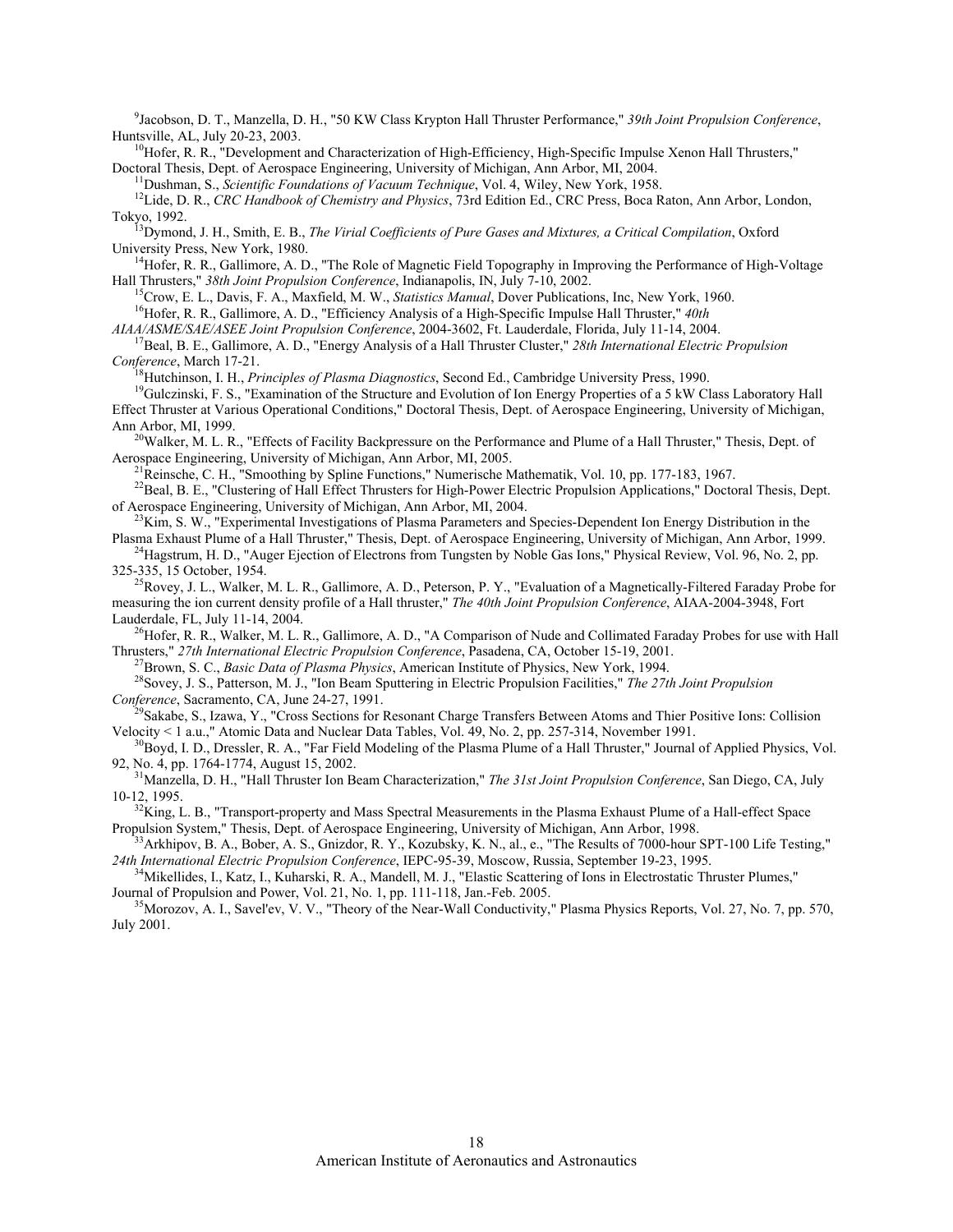[9]Jacobson, D. T., Manzella, D. H., "50 KW Class Krypton Hall Thruster Performance," *39th Joint Propulsion Conference*, Huntsville, AL, July 20-23, 2003.

[10]Hofer, R. R., "Development and Characterization of High-Efficiency, High-Specific Impulse Xenon Hall Thrusters," Doctoral Thesis, Dept. of Aerospace Engineering, University of Michigan, Ann Arbor, MI, 2004.

[11]Dushman, S., *Scientific Foundations of Vacuum Technique*, Vol. 4, Wiley, New York, 1958.

[12]Lide, D. R., *CRC Handbook of Chemistry and Physics*, 73rd Edition Ed., CRC Press, Boca Raton, Ann Arbor, London, Tokyo, 1992.

[13]Dymond, J. H., Smith, E. B., *The Virial Coefficients of Pure Gases and Mixtures, a Critical Compilation*, Oxford University Press, New York, 1980.

[14]Hofer, R. R., Gallimore, A. D., "The Role of Magnetic Field Topography in Improving the Performance of High-Voltage Hall Thrusters," *38th Joint Propulsion Conference*, Indianapolis, IN, July 7-10, 2002.

[15]Crow, E. L., Davis, F. A., Maxfield, M. W., *Statistics Manual*, Dover Publications, Inc, New York, 1960.

[16]Hofer, R. R., Gallimore, A. D., "Efficiency Analysis of a High-Specific Impulse Hall Thruster," *40th AIAA/ASME/SAE/ASEE Joint Propulsion Conference*, 2004-3602, Ft. Lauderdale, Florida, July 11-14, 2004.

[17]Beal, B. E., Gallimore, A. D., "Energy Analysis of a Hall Thruster Cluster," *28th International Electric Propulsion Conference*, March 17-21.

[18]Hutchinson, I. H., *Principles of Plasma Diagnostics*, Second Ed., Cambridge University Press, 1990.

[19]Gulczinski, F. S., "Examination of the Structure and Evolution of Ion Energy Properties of a 5 kW Class Laboratory Hall Effect Thruster at Various Operational Conditions," Doctoral Thesis, Dept. of Aerospace Engineering, University of Michigan, Ann Arbor, MI, 1999.

[20]Walker, M. L. R., "Effects of Facility Backpressure on the Performance and Plume of a Hall Thruster," Thesis, Dept. of Aerospace Engineering, University of Michigan, Ann Arbor, MI, 2005.

[21]Reinsche, C. H., "Smoothing by Spline Functions," Numerische Mathematik, Vol. 10, pp. 177-183, 1967.

[22]Beal, B. E., "Clustering of Hall Effect Thrusters for High-Power Electric Propulsion Applications," Doctoral Thesis, Dept. of Aerospace Engineering, University of Michigan, Ann Arbor, MI, 2004.

[23]Kim, S. W., "Experimental Investigations of Plasma Parameters and Species-Dependent Ion Energy Distribution in the Plasma Exhaust Plume of a Hall Thruster," Thesis, Dept. of Aerospace Engineering, University of Michigan, Ann Arbor, 1999.

[24]Hagstrum, H. D., "Auger Ejection of Electrons from Tungsten by Noble Gas Ions," Physical Review, Vol. 96, No. 2, pp. 325-335, 15 October, 1954.

[25]Rovey, J. L., Walker, M. L. R., Gallimore, A. D., Peterson, P. Y., "Evaluation of a Magnetically-Filtered Faraday Probe for measuring the ion current density profile of a Hall thruster," *The 40th Joint Propulsion Conference*, AIAA-2004-3948, Fort Lauderdale, FL, July 11-14, 2004.

[26]Hofer, R. R., Walker, M. L. R., Gallimore, A. D., "A Comparison of Nude and Collimated Faraday Probes for use with Hall Thrusters," *27th International Electric Propulsion Conference*, Pasadena, CA, October 15-19, 2001.

[27]Brown, S. C., *Basic Data of Plasma Physics*, American Institute of Physics, New York, 1994.

[28]Sovey, J. S., Patterson, M. J., "Ion Beam Sputtering in Electric Propulsion Facilities," *The 27th Joint Propulsion Conference*, Sacramento, CA, June 24-27, 1991.

[29]Sakabe, S., Izawa, Y., "Cross Sections for Resonant Charge Transfers Between Atoms and Thier Positive Ions: Collision Velocity < 1 a.u.," Atomic Data and Nuclear Data Tables, Vol. 49, No. 2, pp. 257-314, November 1991.

[30]Boyd, I. D., Dressler, R. A., "Far Field Modeling of the Plasma Plume of a Hall Thruster," Journal of Applied Physics, Vol. 92, No. 4, pp. 1764-1774, August 15, 2002.

[31]Manzella, D. H., "Hall Thruster Ion Beam Characterization," *The 31st Joint Propulsion Conference*, San Diego, CA, July 10-12, 1995.

[32]King, L. B., "Transport-property and Mass Spectral Measurements in the Plasma Exhaust Plume of a Hall-effect Space Propulsion System," Thesis, Dept. of Aerospace Engineering, University of Michigan, Ann Arbor, 1998.

[33]Arkhipov, B. A., Bober, A. S., Gnizdor, R. Y., Kozubsky, K. N., al., e., "The Results of 7000-hour SPT-100 Life Testing," *24th International Electric Propulsion Conference*, IEPC-95-39, Moscow, Russia, September 19-23, 1995.

[34]Mikellides, I., Katz, I., Kuharski, R. A., Mandell, M. J., "Elastic Scattering of Ions in Electrostatic Thruster Plumes," Journal of Propulsion and Power, Vol. 21, No. 1, pp. 111-118, Jan.-Feb. 2005.

[35]Morozov, A. I., Savel'ev, V. V., "Theory of the Near-Wall Conductivity," Plasma Physics Reports, Vol. 27, No. 7, pp. 570, July 2001.